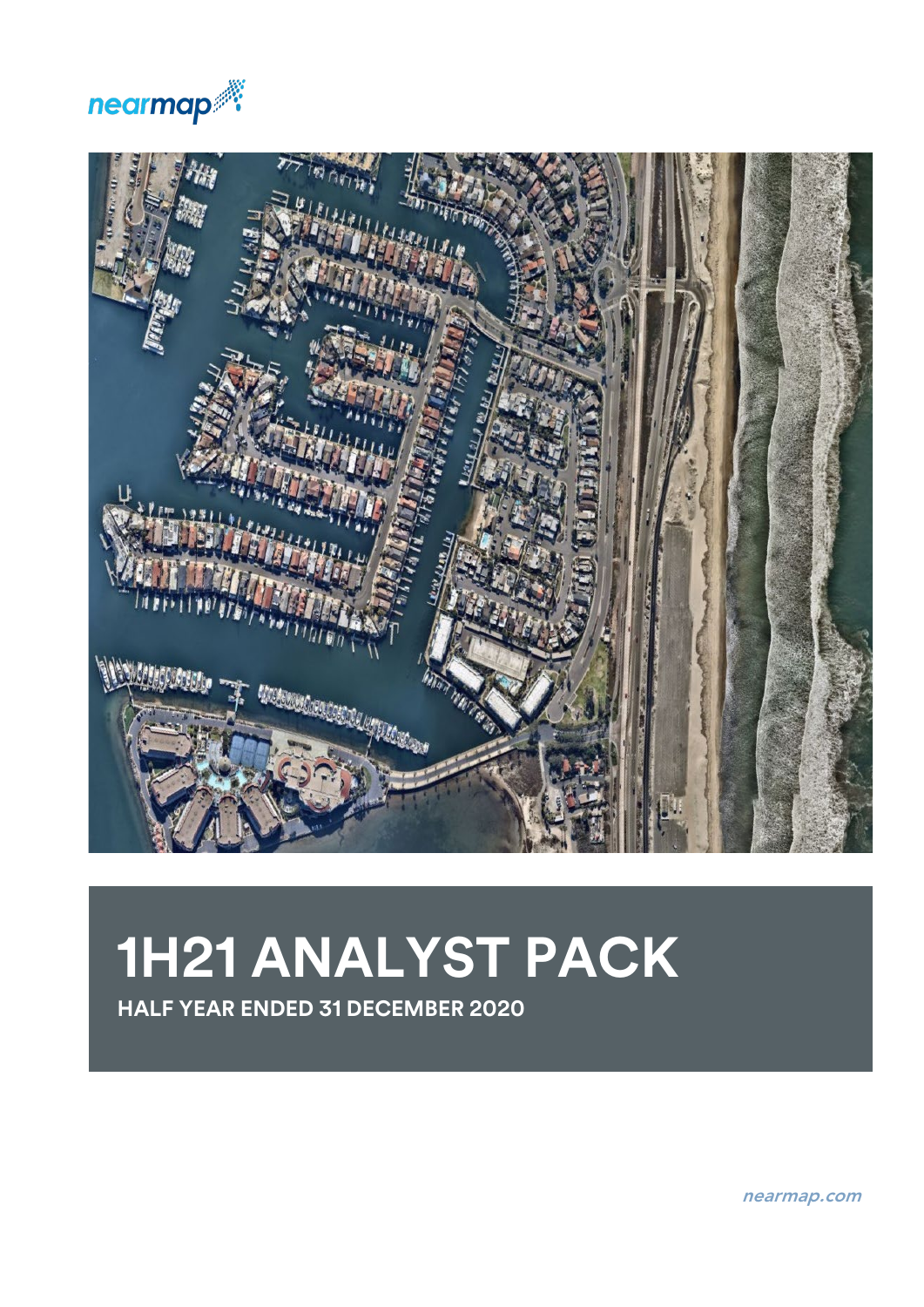nearmap

# 1H21 ANALYST PACK

**HALF YEAR ENDED 31 DECEMBER 2020**

nearmap.com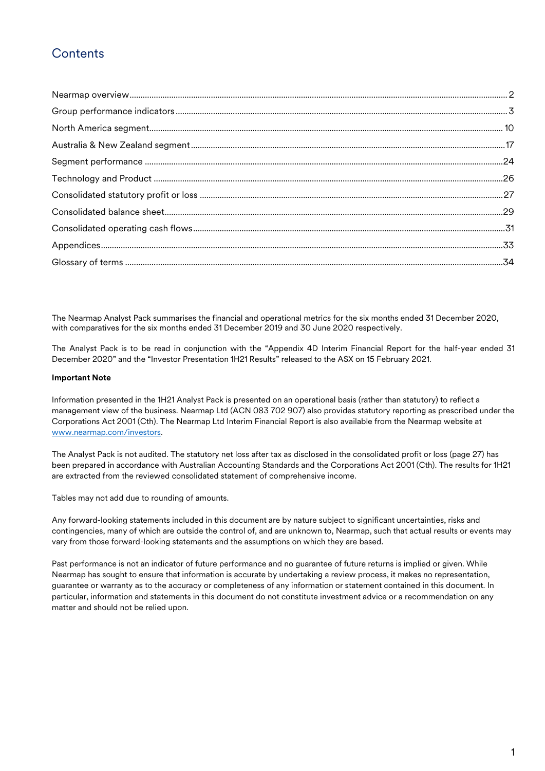# Contents

| | |
|---|---|
| Nearmap overview | 2 |
| Group performance indicators | 3 |
| North America segment | 10 |
| Australia & New Zealand segment | 17 |
| Segment performance | 24 |
| Technology and Product | 26 |
| Consolidated statutory profit or loss | 27 |
| Consolidated balance sheet | 29 |
| Consolidated operating cash flows | 31 |
| Appendices | 33 |
| Glossary of terms | 34 |

The Nearmap Analyst Pack summarises the financial and operational metrics for the six months ended 31 December 2020, with comparatives for the six months ended 31 December 2019 and 30 June 2020 respectively.

The Analyst Pack is to be read in conjunction with the "Appendix 4D Interim Financial Report for the half-year ended 31 December 2020" and the "Investor Presentation 1H21 Results" released to the ASX on 15 February 2021.

**Important Note**

Information presented in the 1H21 Analyst Pack is presented on an operational basis (rather than statutory) to reflect a management view of the business. Nearmap Ltd (ACN 083 702 907) also provides statutory reporting as prescribed under the Corporations Act 2001 (Cth). The Nearmap Ltd Interim Financial Report is also available from the Nearmap website at www.nearmap.com/investors.

The Analyst Pack is not audited. The statutory net loss after tax as disclosed in the consolidated profit or loss (page 27) has been prepared in accordance with Australian Accounting Standards and the Corporations Act 2001 (Cth). The results for 1H21 are extracted from the reviewed consolidated statement of comprehensive income.

Tables may not add due to rounding of amounts.

Any forward-looking statements included in this document are by nature subject to significant uncertainties, risks and contingencies, many of which are outside the control of, and are unknown to, Nearmap, such that actual results or events may vary from those forward-looking statements and the assumptions on which they are based.

Past performance is not an indicator of future performance and no guarantee of future returns is implied or given. While Nearmap has sought to ensure that information is accurate by undertaking a review process, it makes no representation, guarantee or warranty as to the accuracy or completeness of any information or statement contained in this document. In particular, information and statements in this document do not constitute investment advice or a recommendation on any matter and should not be relied upon.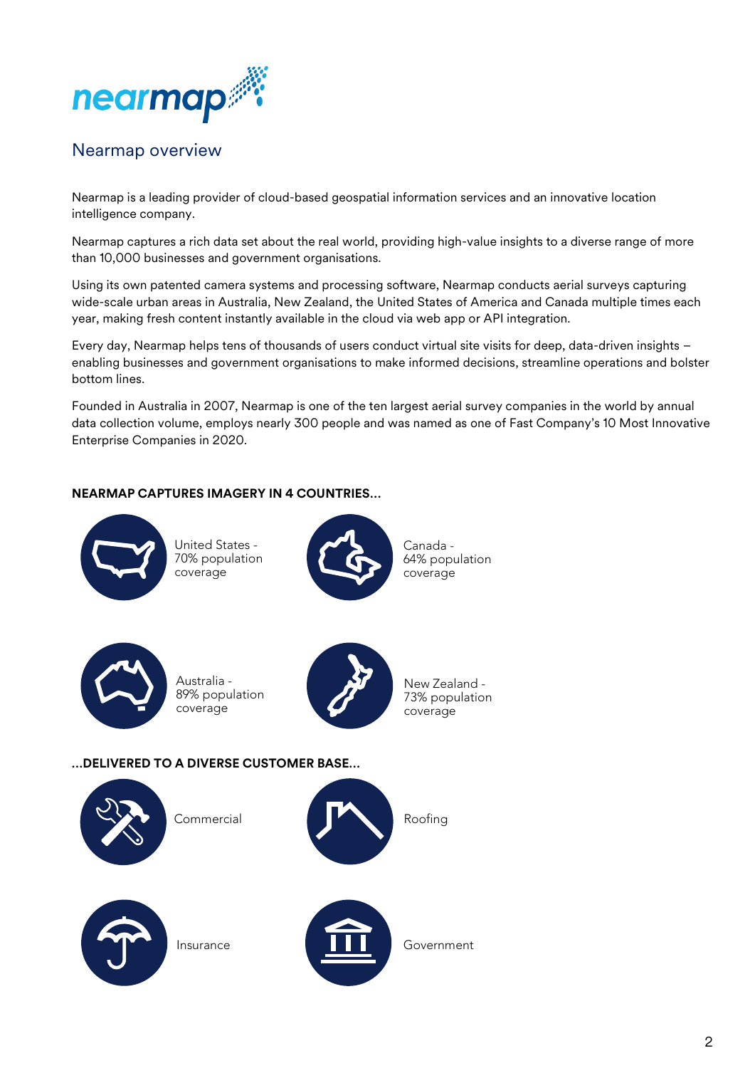## Nearmap overview

Nearmap is a leading provider of cloud-based geospatial information services and an innovative location intelligence company.

Nearmap captures a rich data set about the real world, providing high-value insights to a diverse range of more than 10,000 businesses and government organisations.

Using its own patented camera systems and processing software, Nearmap conducts aerial surveys capturing wide-scale urban areas in Australia, New Zealand, the United States of America and Canada multiple times each year, making fresh content instantly available in the cloud via web app or API integration.

Every day, Nearmap helps tens of thousands of users conduct virtual site visits for deep, data-driven insights – enabling businesses and government organisations to make informed decisions, streamline operations and bolster bottom lines.

Founded in Australia in 2007, Nearmap is one of the ten largest aerial survey companies in the world by annual data collection volume, employs nearly 300 people and was named as one of Fast Company's 10 Most Innovative Enterprise Companies in 2020.

**NEARMAP CAPTURES IMAGERY IN 4 COUNTRIES...**

- United States - 70% population coverage
- Canada - 64% population coverage
- Australia - 89% population coverage
- New Zealand - 73% population coverage

**...DELIVERED TO A DIVERSE CUSTOMER BASE...**

- Commercial
- Roofing
- Insurance
- Government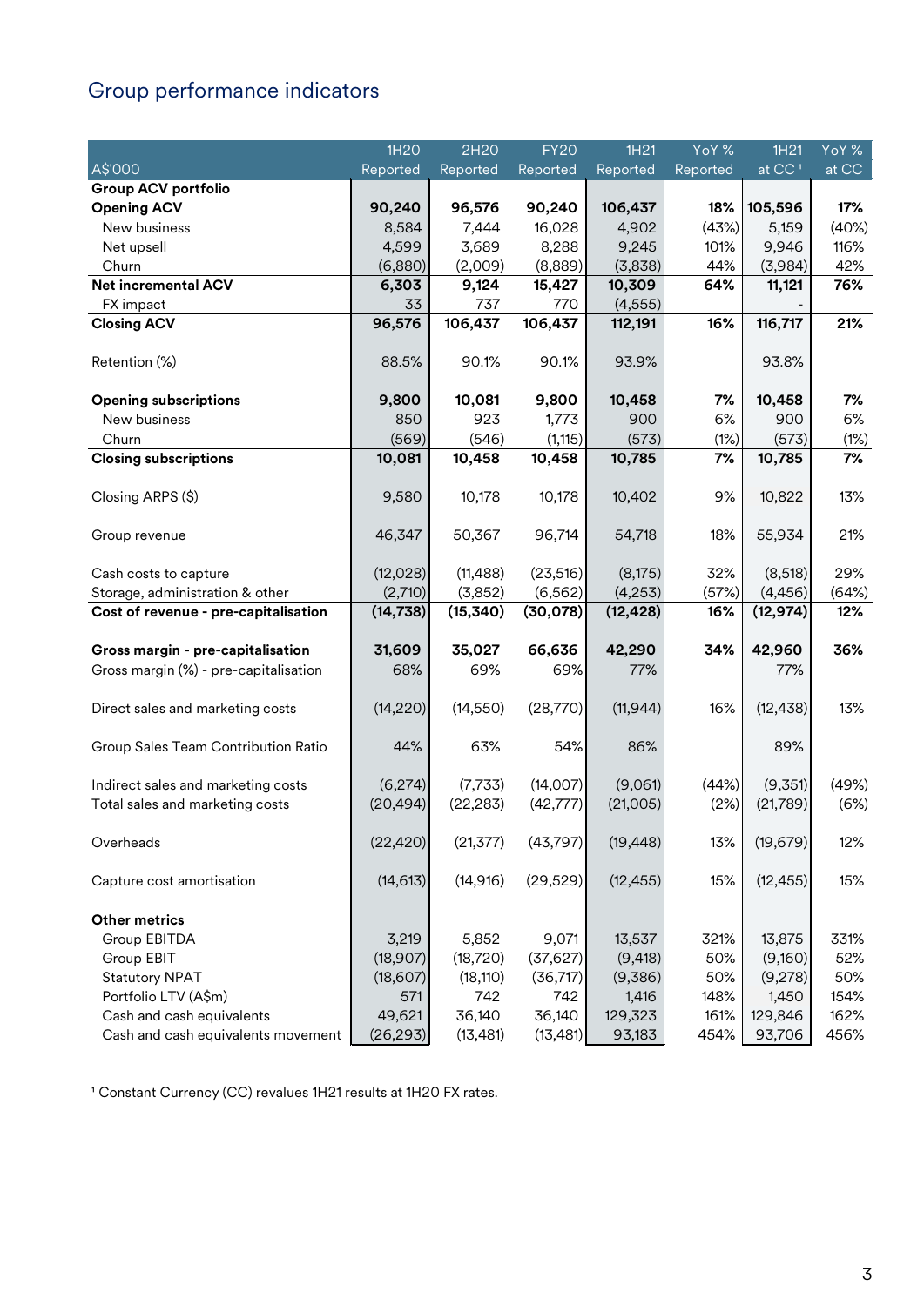## Group performance indicators

| A$'000 | 1H20 Reported | 2H20 Reported | FY20 Reported | 1H21 Reported | YoY % Reported | 1H21 at CC [1] | YoY % at CC |
|---|---|---|---|---|---|---|---|
| **Group ACV portfolio** | | | | | | | |
| **Opening ACV** | **90,240** | **96,576** | **90,240** | **106,437** | **18%** | **105,596** | **17%** |
| New business | 8,584 | 7,444 | 16,028 | 4,902 | (43%) | 5,159 | (40%) |
| Net upsell | 4,599 | 3,689 | 8,288 | 9,245 | 101% | 9,946 | 116% |
| Churn | (6,880) | (2,009) | (8,889) | (3,838) | 44% | (3,984) | 42% |
| **Net incremental ACV** | **6,303** | **9,124** | **15,427** | **10,309** | **64%** | **11,121** | **76%** |
| FX impact | 33 | 737 | 770 | (4,555) | | - | |
| **Closing ACV** | **96,576** | **106,437** | **106,437** | **112,191** | **16%** | **116,717** | **21%** |
| Retention (%) | 88.5% | 90.1% | 90.1% | 93.9% | | 93.8% | |
| **Opening subscriptions** | **9,800** | **10,081** | **9,800** | **10,458** | **7%** | **10,458** | **7%** |
| New business | 850 | 923 | 1,773 | 900 | 6% | 900 | 6% |
| Churn | (569) | (546) | (1,115) | (573) | (1%) | (573) | (1%) |
| **Closing subscriptions** | **10,081** | **10,458** | **10,458** | **10,785** | **7%** | **10,785** | **7%** |
| Closing ARPS ($) | 9,580 | 10,178 | 10,178 | 10,402 | 9% | 10,822 | 13% |
| Group revenue | 46,347 | 50,367 | 96,714 | 54,718 | 18% | 55,934 | 21% |
| Cash costs to capture | (12,028) | (11,488) | (23,516) | (8,175) | 32% | (8,518) | 29% |
| Storage, administration & other | (2,710) | (3,852) | (6,562) | (4,253) | (57%) | (4,456) | (64%) |
| **Cost of revenue - pre-capitalisation** | **(14,738)** | **(15,340)** | **(30,078)** | **(12,428)** | **16%** | **(12,974)** | **12%** |
| **Gross margin - pre-capitalisation** | **31,609** | **35,027** | **66,636** | **42,290** | **34%** | **42,960** | **36%** |
| Gross margin (%) - pre-capitalisation | 68% | 69% | 69% | 77% | | 77% | |
| Direct sales and marketing costs | (14,220) | (14,550) | (28,770) | (11,944) | 16% | (12,438) | 13% |
| Group Sales Team Contribution Ratio | 44% | 63% | 54% | 86% | | 89% | |
| Indirect sales and marketing costs | (6,274) | (7,733) | (14,007) | (9,061) | (44%) | (9,351) | (49%) |
| Total sales and marketing costs | (20,494) | (22,283) | (42,777) | (21,005) | (2%) | (21,789) | (6%) |
| Overheads | (22,420) | (21,377) | (43,797) | (19,448) | 13% | (19,679) | 12% |
| Capture cost amortisation | (14,613) | (14,916) | (29,529) | (12,455) | 15% | (12,455) | 15% |
| **Other metrics** | | | | | | | |
| Group EBITDA | 3,219 | 5,852 | 9,071 | 13,537 | 321% | 13,875 | 331% |
| Group EBIT | (18,907) | (18,720) | (37,627) | (9,418) | 50% | (9,160) | 52% |
| Statutory NPAT | (18,607) | (18,110) | (36,717) | (9,386) | 50% | (9,278) | 50% |
| Portfolio LTV (A$m) | 571 | 742 | 742 | 1,416 | 148% | 1,450 | 154% |
| Cash and cash equivalents | 49,621 | 36,140 | 36,140 | 129,323 | 161% | 129,846 | 162% |
| Cash and cash equivalents movement | (26,293) | (13,481) | (13,481) | 93,183 | 454% | 93,706 | 456% |

[1] Constant Currency (CC) revalues 1H21 results at 1H20 FX rates.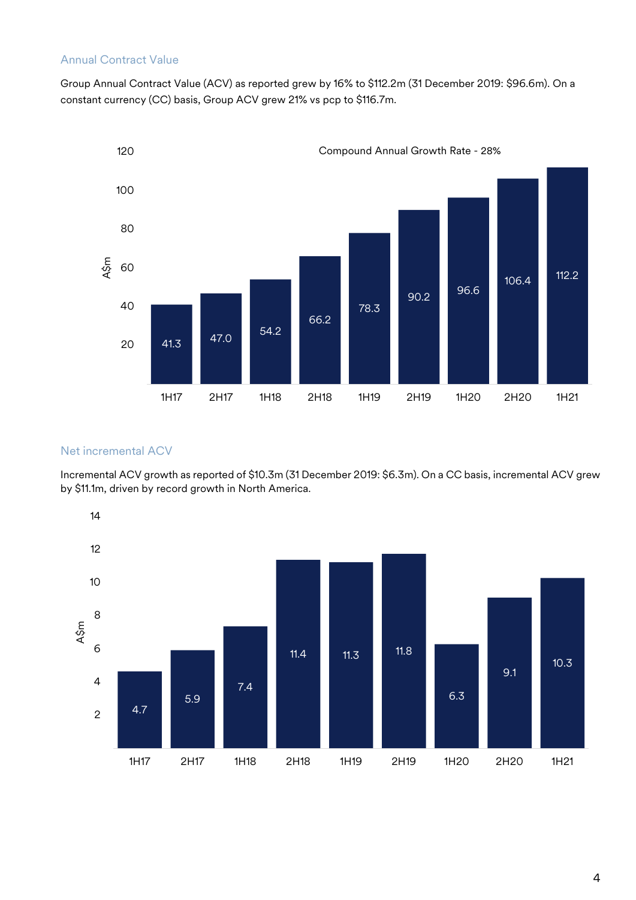## Annual Contract Value

Group Annual Contract Value (ACV) as reported grew by 16% to $112.2m (31 December 2019: $96.6m). On a constant currency (CC) basis, Group ACV grew 21% vs pcp to $116.7m.

Compound Annual Growth Rate - 28%

| Period | A$m |
|---|---|
| 1H17 | 41.3 |
| 2H17 | 47.0 |
| 1H18 | 54.2 |
| 2H18 | 66.2 |
| 1H19 | 78.3 |
| 2H19 | 90.2 |
| 1H20 | 96.6 |
| 2H20 | 106.4 |
| 1H21 | 112.2 |

## Net incremental ACV

Incremental ACV growth as reported of $10.3m (31 December 2019: $6.3m). On a CC basis, incremental ACV grew by $11.1m, driven by record growth in North America.

| Period | A$m |
|---|---|
| 1H17 | 4.7 |
| 2H17 | 5.9 |
| 1H18 | 7.4 |
| 2H18 | 11.4 |
| 1H19 | 11.3 |
| 2H19 | 11.8 |
| 1H20 | 6.3 |
| 2H20 | 9.1 |
| 1H21 | 10.3 |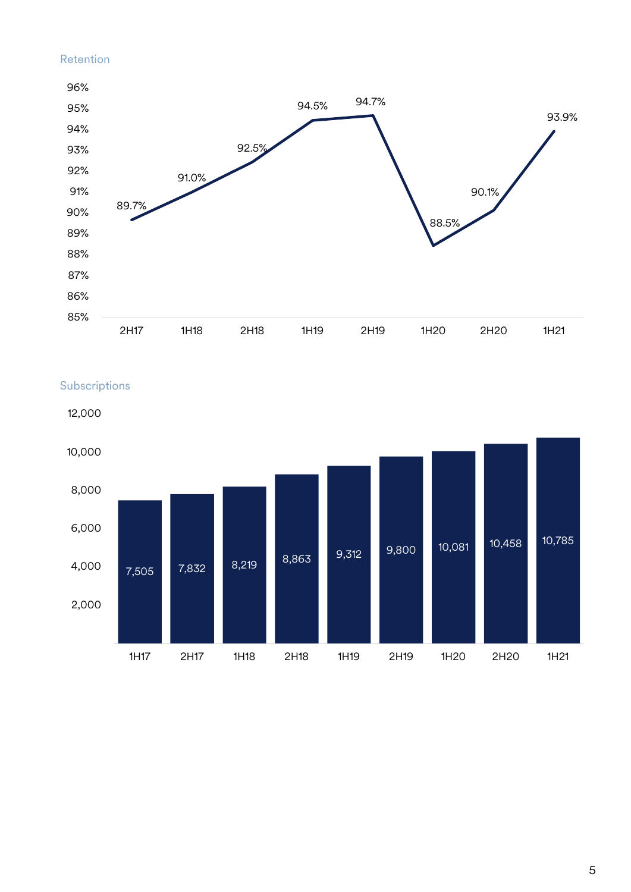## Retention

| Period | Retention |
| --- | --- |
| 2H17 | 89.7% |
| 1H18 | 91.0% |
| 2H18 | 92.5% |
| 1H19 | 94.5% |
| 2H19 | 94.7% |
| 1H20 | 88.5% |
| 2H20 | 90.1% |
| 1H21 | 93.9% |

## Subscriptions

| Period | Subscriptions |
| --- | --- |
| 1H17 | 7,505 |
| 2H17 | 7,832 |
| 1H18 | 8,219 |
| 2H18 | 8,863 |
| 1H19 | 9,312 |
| 2H19 | 9,800 |
| 1H20 | 10,081 |
| 2H20 | 10,458 |
| 1H21 | 10,785 |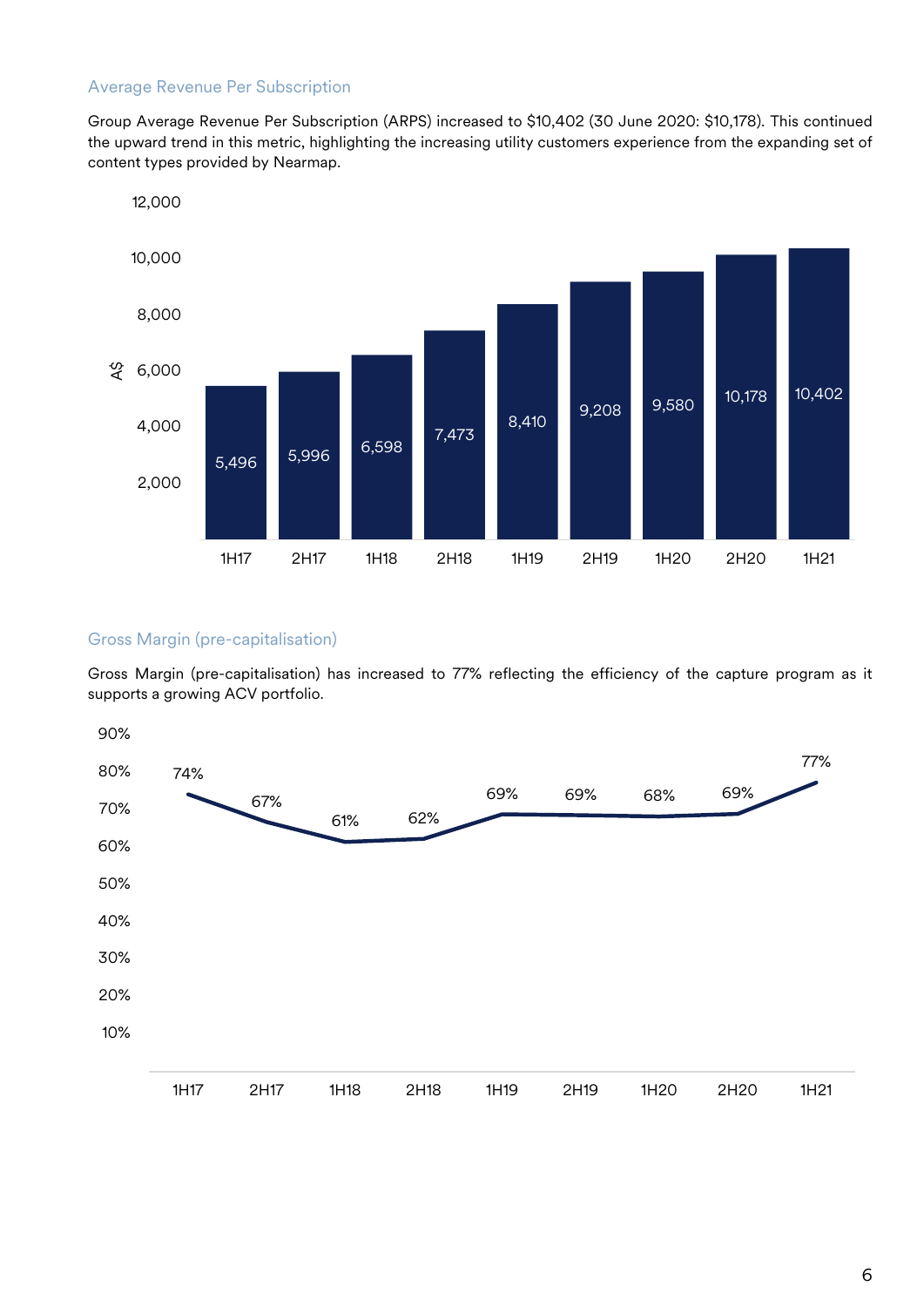### Average Revenue Per Subscription

Group Average Revenue Per Subscription (ARPS) increased to $10,402 (30 June 2020: $10,178). This continued the upward trend in this metric, highlighting the increasing utility customers experience from the expanding set of content types provided by Nearmap.

| Period | A$ |
|---|---|
| 1H17 | 5,496 |
| 2H17 | 5,996 |
| 1H18 | 6,598 |
| 2H18 | 7,473 |
| 1H19 | 8,410 |
| 2H19 | 9,208 |
| 1H20 | 9,580 |
| 2H20 | 10,178 |
| 1H21 | 10,402 |

### Gross Margin (pre-capitalisation)

Gross Margin (pre-capitalisation) has increased to 77% reflecting the efficiency of the capture program as it supports a growing ACV portfolio.

| Period | Gross Margin |
|---|---|
| 1H17 | 74% |
| 2H17 | 67% |
| 1H18 | 61% |
| 2H18 | 62% |
| 1H19 | 69% |
| 2H19 | 69% |
| 1H20 | 68% |
| 2H20 | 69% |
| 1H21 | 77% |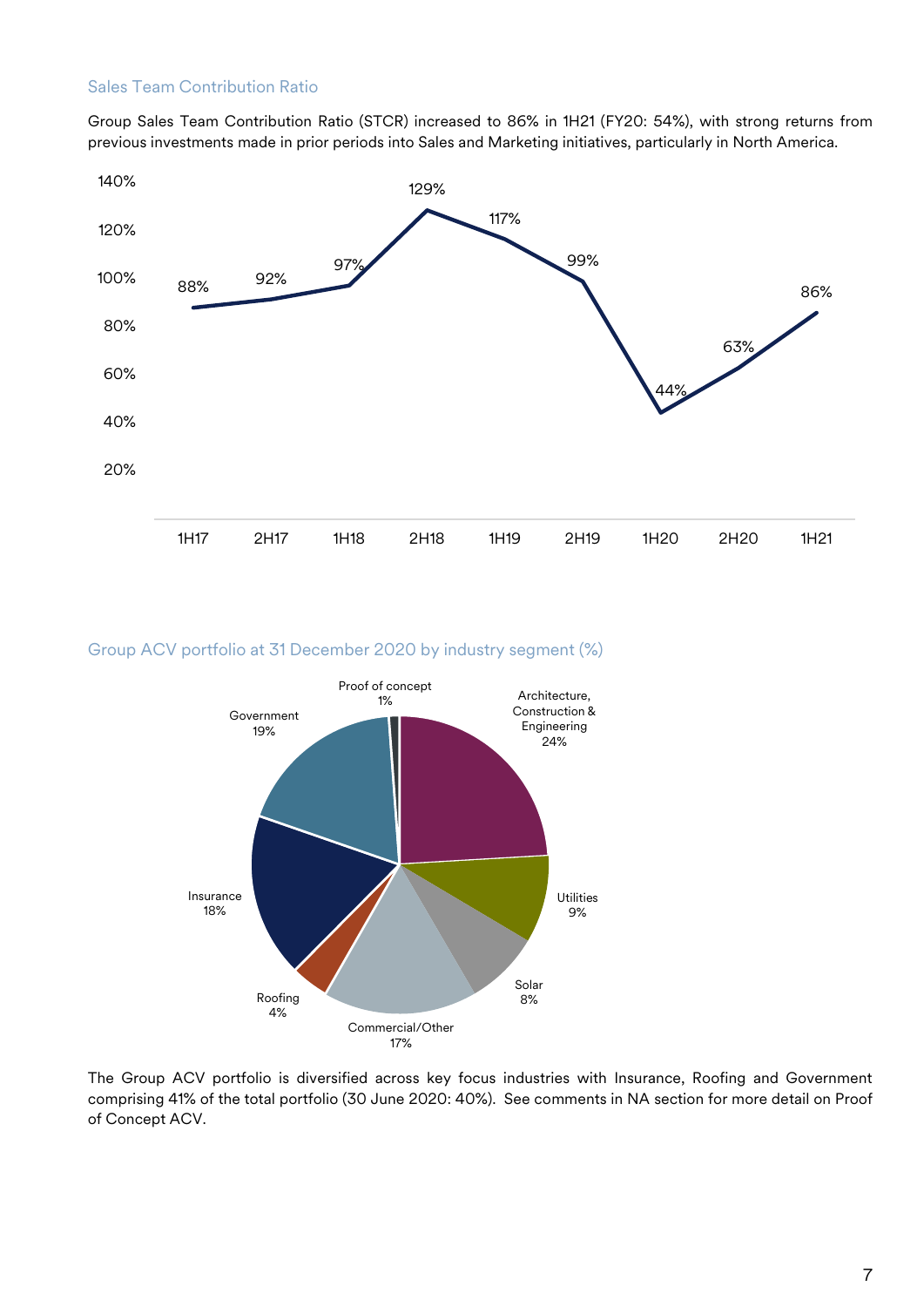### Sales Team Contribution Ratio

Group Sales Team Contribution Ratio (STCR) increased to 86% in 1H21 (FY20: 54%), with strong returns from previous investments made in prior periods into Sales and Marketing initiatives, particularly in North America.

| Period | STCR |
|---|---|
| 1H17 | 88% |
| 2H17 | 92% |
| 1H18 | 97% |
| 2H18 | 129% |
| 1H19 | 117% |
| 2H19 | 99% |
| 1H20 | 44% |
| 2H20 | 63% |
| 1H21 | 86% |

### Group ACV portfolio at 31 December 2020 by industry segment (%)

| Industry segment | % |
|---|---|
| Architecture, Construction & Engineering | 24% |
| Utilities | 9% |
| Solar | 8% |
| Commercial/Other | 17% |
| Roofing | 4% |
| Insurance | 18% |
| Government | 19% |
| Proof of concept | 1% |

The Group ACV portfolio is diversified across key focus industries with Insurance, Roofing and Government comprising 41% of the total portfolio (30 June 2020: 40%). See comments in NA section for more detail on Proof of Concept ACV.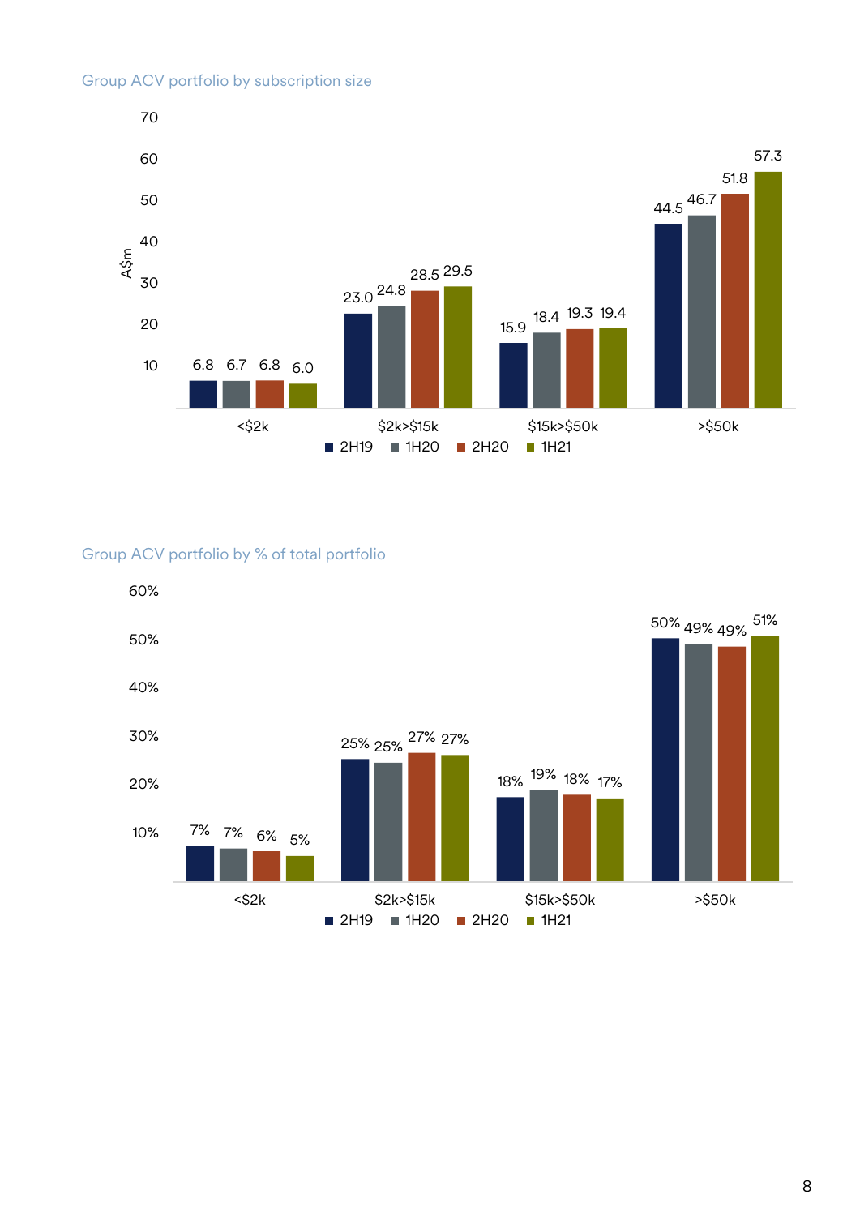Group ACV portfolio by subscription size

| A$m | 2H19 | 1H20 | 2H20 | 1H21 |
|---|---|---|---|---|
| <$2k | 6.8 | 6.7 | 6.8 | 6.0 |
| $2k>$15k | 23.0 | 24.8 | 28.5 | 29.5 |
| $15k>$50k | 15.9 | 18.4 | 19.3 | 19.4 |
| >$50k | 44.5 | 46.7 | 51.8 | 57.3 |

Group ACV portfolio by % of total portfolio

| | 2H19 | 1H20 | 2H20 | 1H21 |
|---|---|---|---|---|
| <$2k | 7% | 7% | 6% | 5% |
| $2k>$15k | 25% | 25% | 27% | 27% |
| $15k>$50k | 18% | 19% | 18% | 17% |
| >$50k | 50% | 49% | 49% | 51% |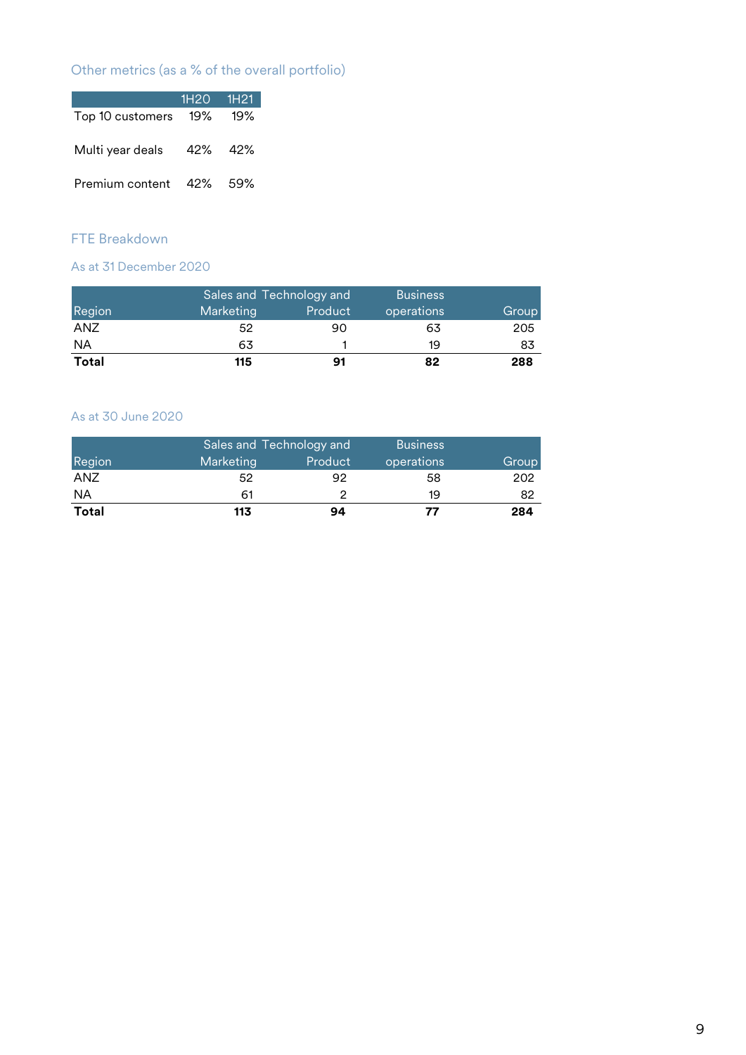### Other metrics (as a % of the overall portfolio)

| | 1H20 | 1H21 |
|---|---|---|
| Top 10 customers | 19% | 19% |
| Multi year deals | 42% | 42% |
| Premium content | 42% | 59% |

### FTE Breakdown

#### As at 31 December 2020

| Region | Sales and Marketing | Technology and Product | Business operations | Group |
|---|---|---|---|---|
| ANZ | 52 | 90 | 63 | 205 |
| NA | 63 | 1 | 19 | 83 |
| **Total** | **115** | **91** | **82** | **288** |

#### As at 30 June 2020

| Region | Sales and Marketing | Technology and Product | Business operations | Group |
|---|---|---|---|---|
| ANZ | 52 | 92 | 58 | 202 |
| NA | 61 | 2 | 19 | 82 |
| **Total** | **113** | **94** | **77** | **284** |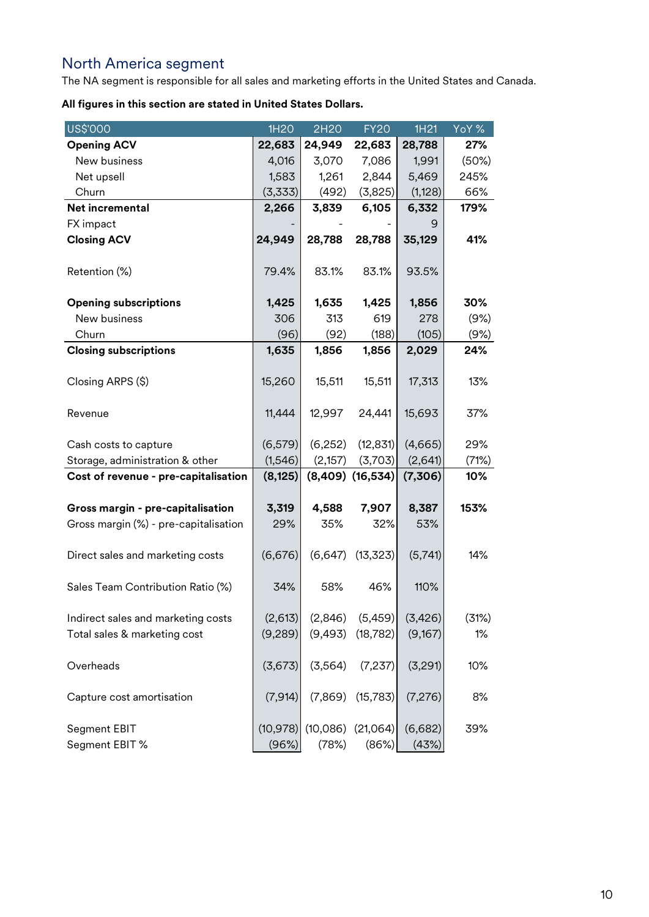## North America segment

The NA segment is responsible for all sales and marketing efforts in the United States and Canada.

**All figures in this section are stated in United States Dollars.**

| US$'000 | 1H20 | 2H20 | FY20 | 1H21 | YoY % |
|---|---|---|---|---|---|
| **Opening ACV** | **22,683** | **24,949** | **22,683** | **28,788** | **27%** |
| New business | 4,016 | 3,070 | 7,086 | 1,991 | (50%) |
| Net upsell | 1,583 | 1,261 | 2,844 | 5,469 | 245% |
| Churn | (3,333) | (492) | (3,825) | (1,128) | 66% |
| **Net incremental** | **2,266** | **3,839** | **6,105** | **6,332** | **179%** |
| FX impact | - | - | - | 9 | |
| **Closing ACV** | **24,949** | **28,788** | **28,788** | **35,129** | **41%** |
| | | | | | |
| Retention (%) | 79.4% | 83.1% | 83.1% | 93.5% | |
| | | | | | |
| **Opening subscriptions** | **1,425** | **1,635** | **1,425** | **1,856** | **30%** |
| New business | 306 | 313 | 619 | 278 | (9%) |
| Churn | (96) | (92) | (188) | (105) | (9%) |
| **Closing subscriptions** | **1,635** | **1,856** | **1,856** | **2,029** | **24%** |
| | | | | | |
| Closing ARPS ($) | 15,260 | 15,511 | 15,511 | 17,313 | 13% |
| | | | | | |
| Revenue | 11,444 | 12,997 | 24,441 | 15,693 | 37% |
| | | | | | |
| Cash costs to capture | (6,579) | (6,252) | (12,831) | (4,665) | 29% |
| Storage, administration & other | (1,546) | (2,157) | (3,703) | (2,641) | (71%) |
| **Cost of revenue - pre-capitalisation** | **(8,125)** | **(8,409)** | **(16,534)** | **(7,306)** | **10%** |
| | | | | | |
| **Gross margin - pre-capitalisation** | **3,319** | **4,588** | **7,907** | **8,387** | **153%** |
| Gross margin (%) - pre-capitalisation | 29% | 35% | 32% | 53% | |
| | | | | | |
| Direct sales and marketing costs | (6,676) | (6,647) | (13,323) | (5,741) | 14% |
| | | | | | |
| Sales Team Contribution Ratio (%) | 34% | 58% | 46% | 110% | |
| | | | | | |
| Indirect sales and marketing costs | (2,613) | (2,846) | (5,459) | (3,426) | (31%) |
| Total sales & marketing cost | (9,289) | (9,493) | (18,782) | (9,167) | 1% |
| | | | | | |
| Overheads | (3,673) | (3,564) | (7,237) | (3,291) | 10% |
| | | | | | |
| Capture cost amortisation | (7,914) | (7,869) | (15,783) | (7,276) | 8% |
| | | | | | |
| Segment EBIT | (10,978) | (10,086) | (21,064) | (6,682) | 39% |
| Segment EBIT % | (96%) | (78%) | (86%) | (43%) | |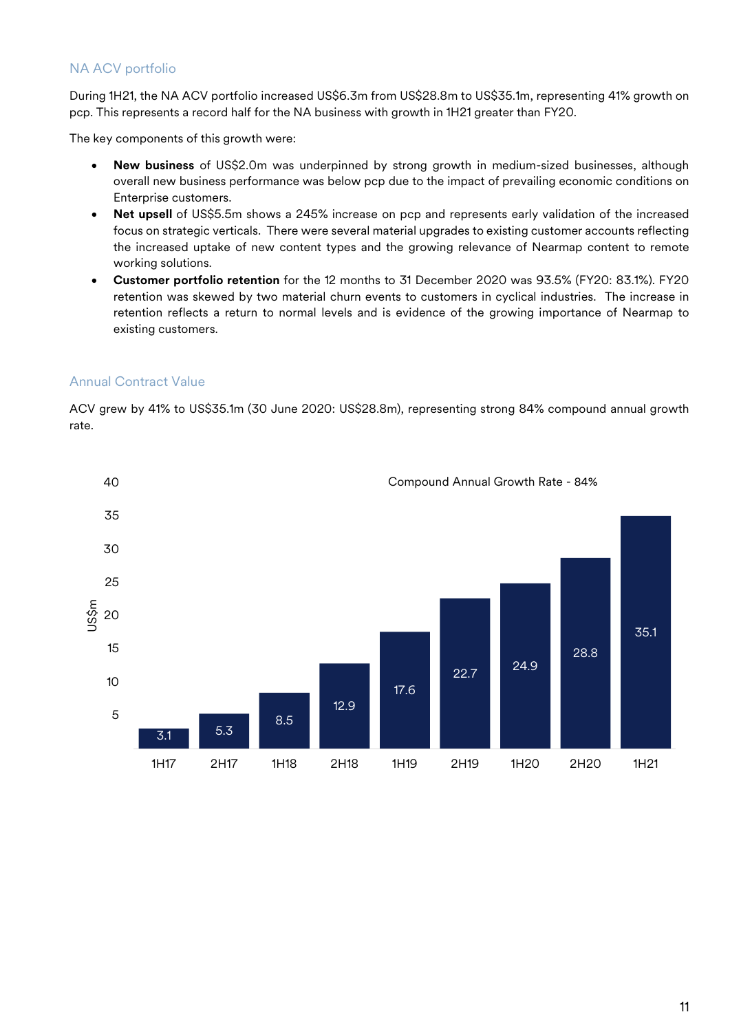## NA ACV portfolio

During 1H21, the NA ACV portfolio increased US$6.3m from US$28.8m to US$35.1m, representing 41% growth on pcp. This represents a record half for the NA business with growth in 1H21 greater than FY20.

The key components of this growth were:

- **New business** of US$2.0m was underpinned by strong growth in medium-sized businesses, although overall new business performance was below pcp due to the impact of prevailing economic conditions on Enterprise customers.
- **Net upsell** of US$5.5m shows a 245% increase on pcp and represents early validation of the increased focus on strategic verticals. There were several material upgrades to existing customer accounts reflecting the increased uptake of new content types and the growing relevance of Nearmap content to remote working solutions.
- **Customer portfolio retention** for the 12 months to 31 December 2020 was 93.5% (FY20: 83.1%). FY20 retention was skewed by two material churn events to customers in cyclical industries. The increase in retention reflects a return to normal levels and is evidence of the growing importance of Nearmap to existing customers.

## Annual Contract Value

ACV grew by 41% to US$35.1m (30 June 2020: US$28.8m), representing strong 84% compound annual growth rate.

Compound Annual Growth Rate - 84%

| Period | US$m |
|---|---|
| 1H17 | 3.1 |
| 2H17 | 5.3 |
| 1H18 | 8.5 |
| 2H18 | 12.9 |
| 1H19 | 17.6 |
| 2H19 | 22.7 |
| 1H20 | 24.9 |
| 2H20 | 28.8 |
| 1H21 | 35.1 |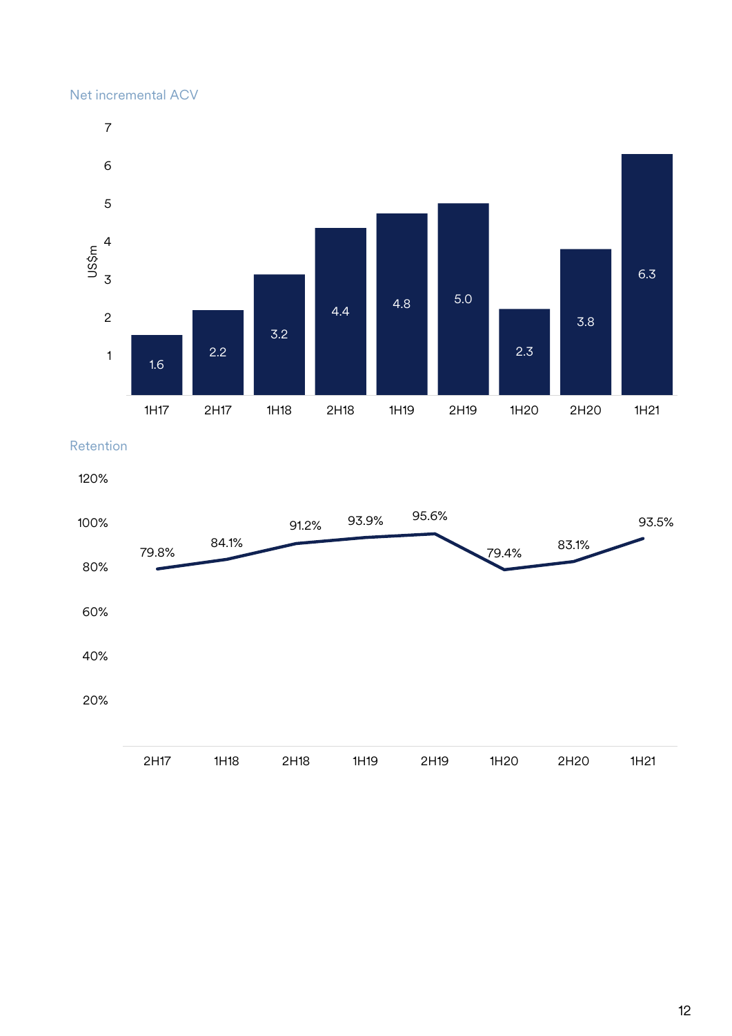Net incremental ACV

| Period | US$m |
|---|---|
| 1H17 | 1.6 |
| 2H17 | 2.2 |
| 1H18 | 3.2 |
| 2H18 | 4.4 |
| 1H19 | 4.8 |
| 2H19 | 5.0 |
| 1H20 | 2.3 |
| 2H20 | 3.8 |
| 1H21 | 6.3 |

Retention

| Period | Retention |
|---|---|
| 2H17 | 79.8% |
| 1H18 | 84.1% |
| 2H18 | 91.2% |
| 1H19 | 93.9% |
| 2H19 | 95.6% |
| 1H20 | 79.4% |
| 2H20 | 83.1% |
| 1H21 | 93.5% |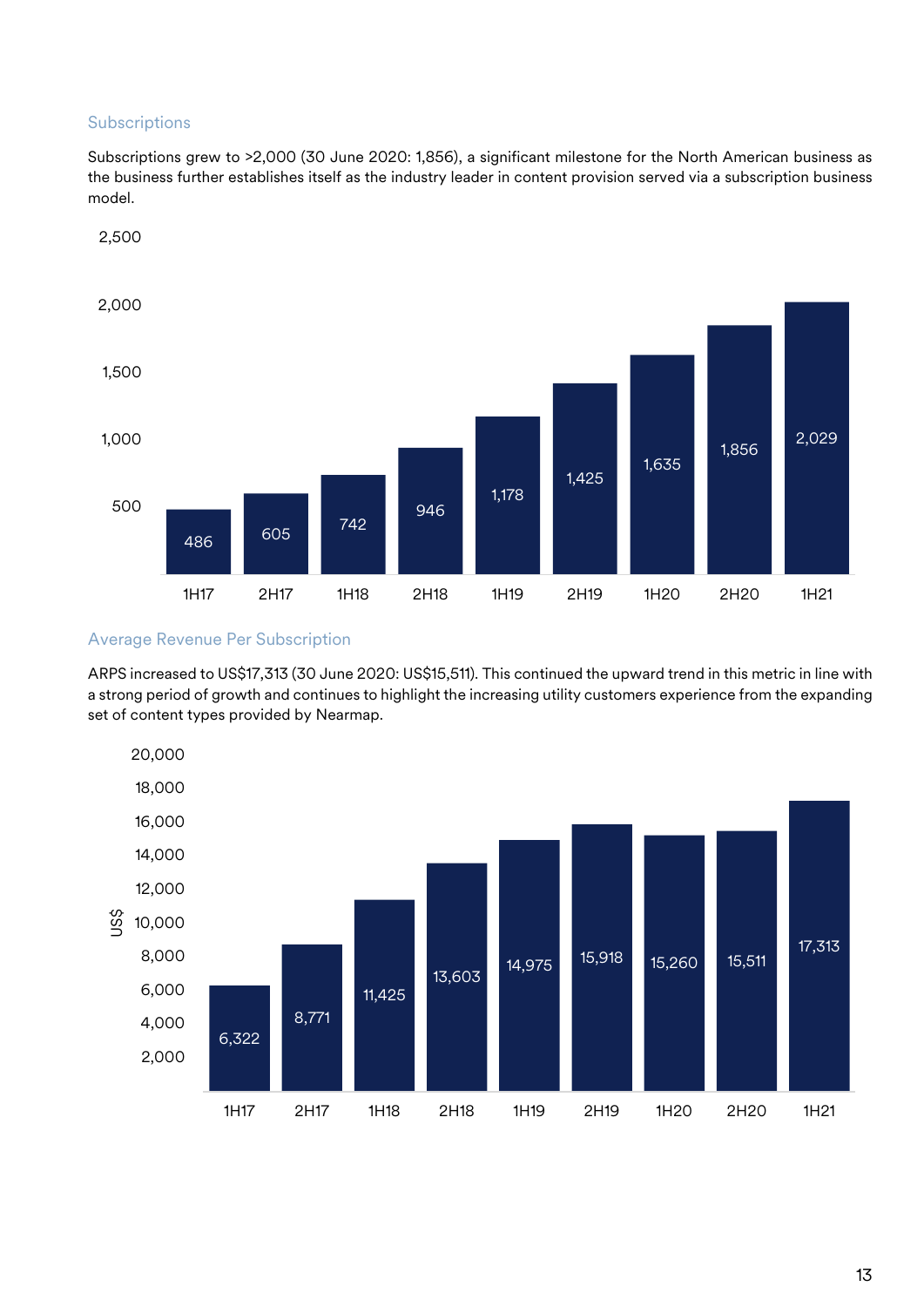### Subscriptions

Subscriptions grew to >2,000 (30 June 2020: 1,856), a significant milestone for the North American business as the business further establishes itself as the industry leader in content provision served via a subscription business model.

| Period | Subscriptions |
|---|---|
| 1H17 | 486 |
| 2H17 | 605 |
| 1H18 | 742 |
| 2H18 | 946 |
| 1H19 | 1,178 |
| 2H19 | 1,425 |
| 1H20 | 1,635 |
| 2H20 | 1,856 |
| 1H21 | 2,029 |

### Average Revenue Per Subscription

ARPS increased to US$17,313 (30 June 2020: US$15,511). This continued the upward trend in this metric in line with a strong period of growth and continues to highlight the increasing utility customers experience from the expanding set of content types provided by Nearmap.

| Period | US$ |
|---|---|
| 1H17 | 6,322 |
| 2H17 | 8,771 |
| 1H18 | 11,425 |
| 2H18 | 13,603 |
| 1H19 | 14,975 |
| 2H19 | 15,918 |
| 1H20 | 15,260 |
| 2H20 | 15,511 |
| 1H21 | 17,313 |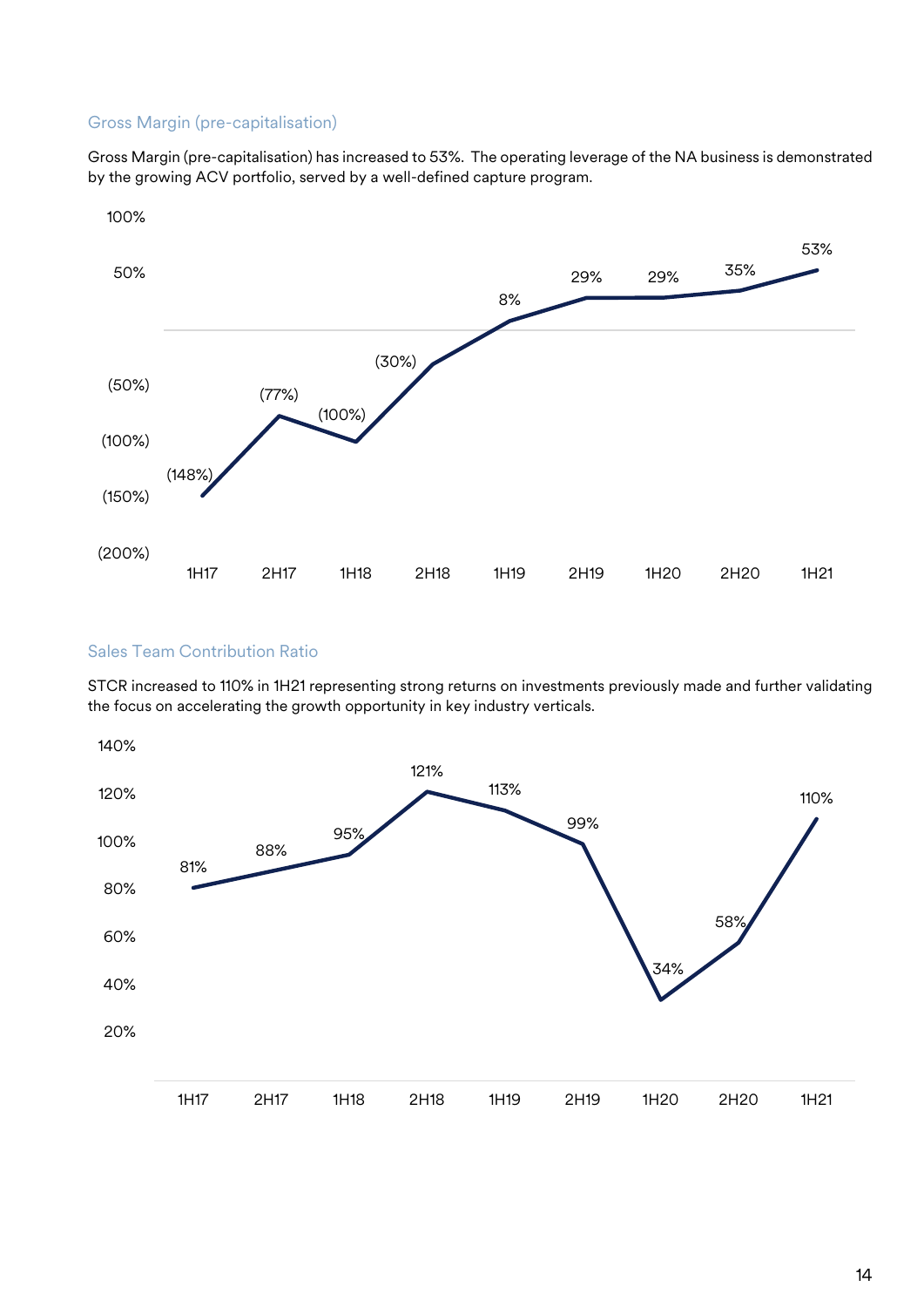## Gross Margin (pre-capitalisation)

Gross Margin (pre-capitalisation) has increased to 53%. The operating leverage of the NA business is demonstrated by the growing ACV portfolio, served by a well-defined capture program.

| Period | Gross Margin (pre-capitalisation) |
|---|---|
| 1H17 | (148%) |
| 2H17 | (77%) |
| 1H18 | (100%) |
| 2H18 | (30%) |
| 1H19 | 8% |
| 2H19 | 29% |
| 1H20 | 29% |
| 2H20 | 35% |
| 1H21 | 53% |

## Sales Team Contribution Ratio

STCR increased to 110% in 1H21 representing strong returns on investments previously made and further validating the focus on accelerating the growth opportunity in key industry verticals.

| Period | Sales Team Contribution Ratio |
|---|---|
| 1H17 | 81% |
| 2H17 | 88% |
| 1H18 | 95% |
| 2H18 | 121% |
| 1H19 | 113% |
| 2H19 | 99% |
| 1H20 | 34% |
| 2H20 | 58% |
| 1H21 | 110% |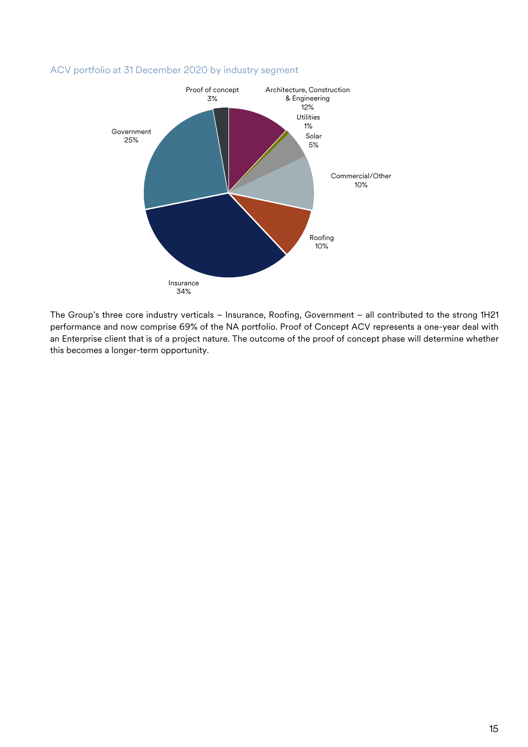ACV portfolio at 31 December 2020 by industry segment

| Segment | % |
|---|---|
| Insurance | 34% |
| Government | 25% |
| Proof of concept | 3% |
| Architecture, Construction & Engineering | 12% |
| Utilities | 1% |
| Solar | 5% |
| Commercial/Other | 10% |
| Roofing | 10% |

The Group's three core industry verticals – Insurance, Roofing, Government – all contributed to the strong 1H21 performance and now comprise 69% of the NA portfolio. Proof of Concept ACV represents a one-year deal with an Enterprise client that is of a project nature. The outcome of the proof of concept phase will determine whether this becomes a longer-term opportunity.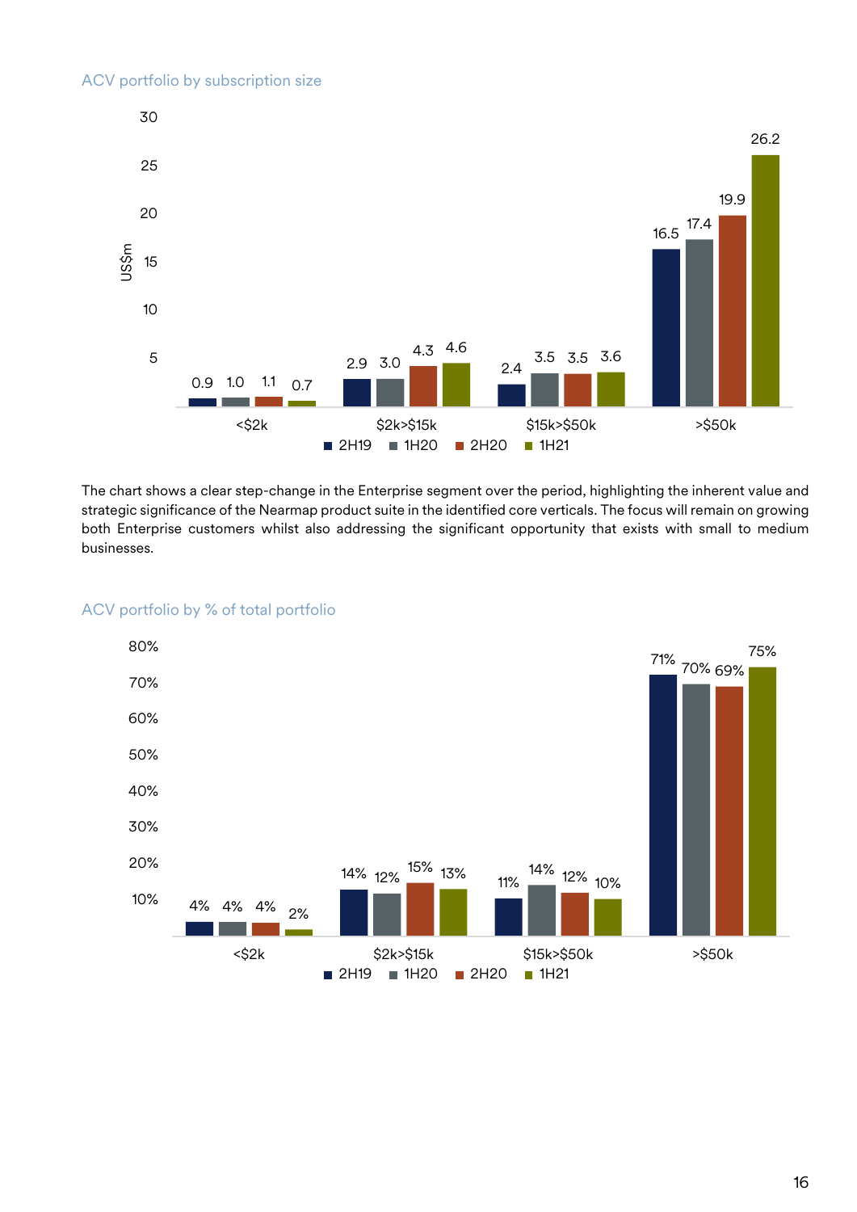ACV portfolio by subscription size

| US$m | 2H19 | 1H20 | 2H20 | 1H21 |
|---|---|---|---|---|
| <$2k | 0.9 | 1.0 | 1.1 | 0.7 |
| $2k>$15k | 2.9 | 3.0 | 4.3 | 4.6 |
| $15k>$50k | 2.4 | 3.5 | 3.5 | 3.6 |
| >$50k | 16.5 | 17.4 | 19.9 | 26.2 |

The chart shows a clear step-change in the Enterprise segment over the period, highlighting the inherent value and strategic significance of the Nearmap product suite in the identified core verticals. The focus will remain on growing both Enterprise customers whilst also addressing the significant opportunity that exists with small to medium businesses.

ACV portfolio by % of total portfolio

| | 2H19 | 1H20 | 2H20 | 1H21 |
|---|---|---|---|---|
| <$2k | 4% | 4% | 4% | 2% |
| $2k>$15k | 14% | 12% | 15% | 13% |
| $15k>$50k | 11% | 14% | 12% | 10% |
| >$50k | 71% | 70% | 69% | 75% |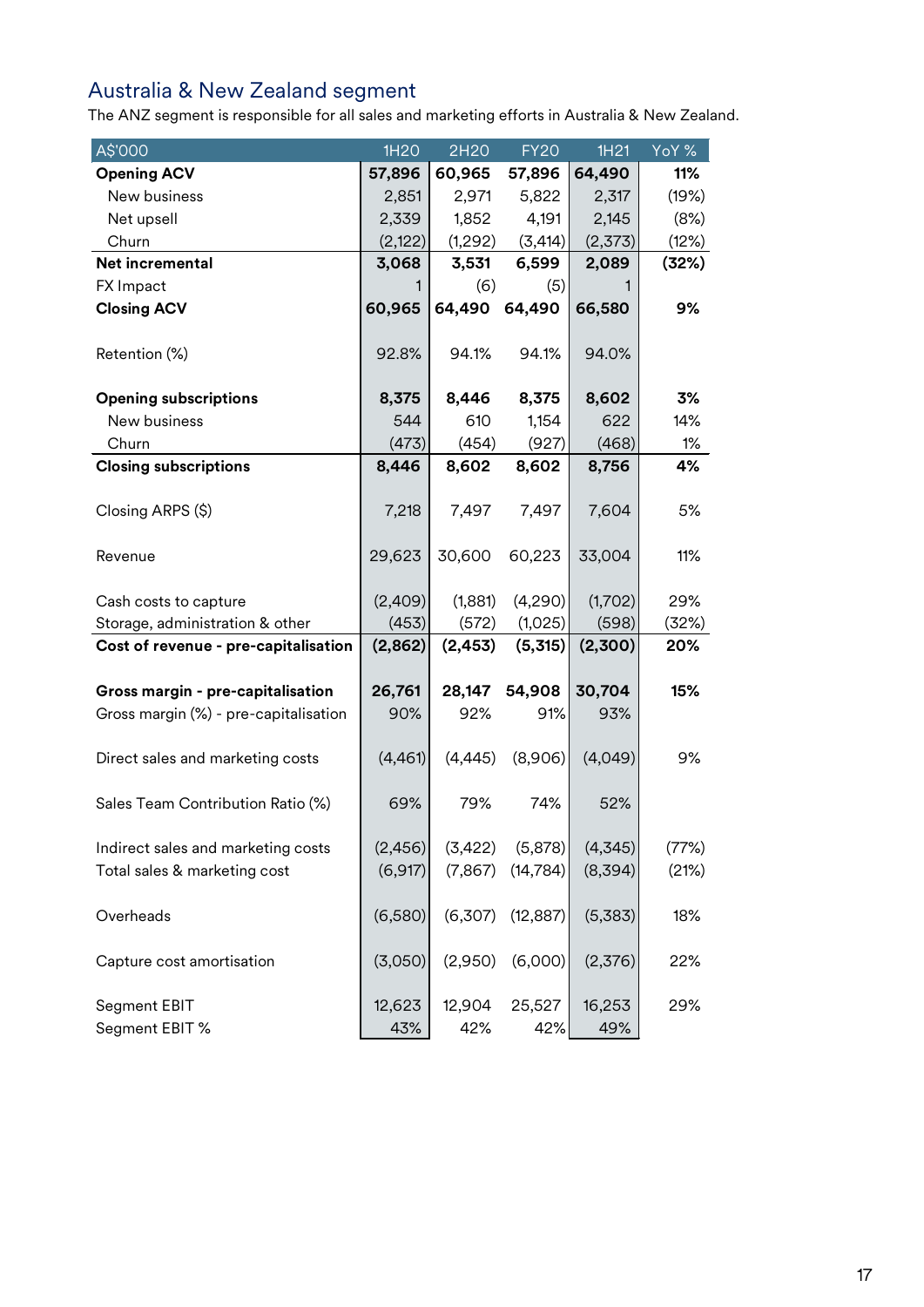## Australia & New Zealand segment

The ANZ segment is responsible for all sales and marketing efforts in Australia & New Zealand.

| A$'000 | 1H20 | 2H20 | FY20 | 1H21 | YoY % |
|---|---|---|---|---|---|
| **Opening ACV** | **57,896** | **60,965** | **57,896** | **64,490** | **11%** |
| New business | 2,851 | 2,971 | 5,822 | 2,317 | (19%) |
| Net upsell | 2,339 | 1,852 | 4,191 | 2,145 | (8%) |
| Churn | (2,122) | (1,292) | (3,414) | (2,373) | (12%) |
| **Net incremental** | **3,068** | **3,531** | **6,599** | **2,089** | **(32%)** |
| FX Impact | 1 | (6) | (5) | 1 | |
| **Closing ACV** | **60,965** | **64,490** | **64,490** | **66,580** | **9%** |
| | | | | | |
| Retention (%) | 92.8% | 94.1% | 94.1% | 94.0% | |
| | | | | | |
| **Opening subscriptions** | **8,375** | **8,446** | **8,375** | **8,602** | **3%** |
| New business | 544 | 610 | 1,154 | 622 | 14% |
| Churn | (473) | (454) | (927) | (468) | 1% |
| **Closing subscriptions** | **8,446** | **8,602** | **8,602** | **8,756** | **4%** |
| | | | | | |
| Closing ARPS ($) | 7,218 | 7,497 | 7,497 | 7,604 | 5% |
| | | | | | |
| Revenue | 29,623 | 30,600 | 60,223 | 33,004 | 11% |
| | | | | | |
| Cash costs to capture | (2,409) | (1,881) | (4,290) | (1,702) | 29% |
| Storage, administration & other | (453) | (572) | (1,025) | (598) | (32%) |
| **Cost of revenue - pre-capitalisation** | **(2,862)** | **(2,453)** | **(5,315)** | **(2,300)** | **20%** |
| | | | | | |
| **Gross margin - pre-capitalisation** | **26,761** | **28,147** | **54,908** | **30,704** | **15%** |
| Gross margin (%) - pre-capitalisation | 90% | 92% | 91% | 93% | |
| | | | | | |
| Direct sales and marketing costs | (4,461) | (4,445) | (8,906) | (4,049) | 9% |
| | | | | | |
| Sales Team Contribution Ratio (%) | 69% | 79% | 74% | 52% | |
| | | | | | |
| Indirect sales and marketing costs | (2,456) | (3,422) | (5,878) | (4,345) | (77%) |
| Total sales & marketing cost | (6,917) | (7,867) | (14,784) | (8,394) | (21%) |
| | | | | | |
| Overheads | (6,580) | (6,307) | (12,887) | (5,383) | 18% |
| | | | | | |
| Capture cost amortisation | (3,050) | (2,950) | (6,000) | (2,376) | 22% |
| | | | | | |
| Segment EBIT | 12,623 | 12,904 | 25,527 | 16,253 | 29% |
| Segment EBIT % | 43% | 42% | 42% | 49% | |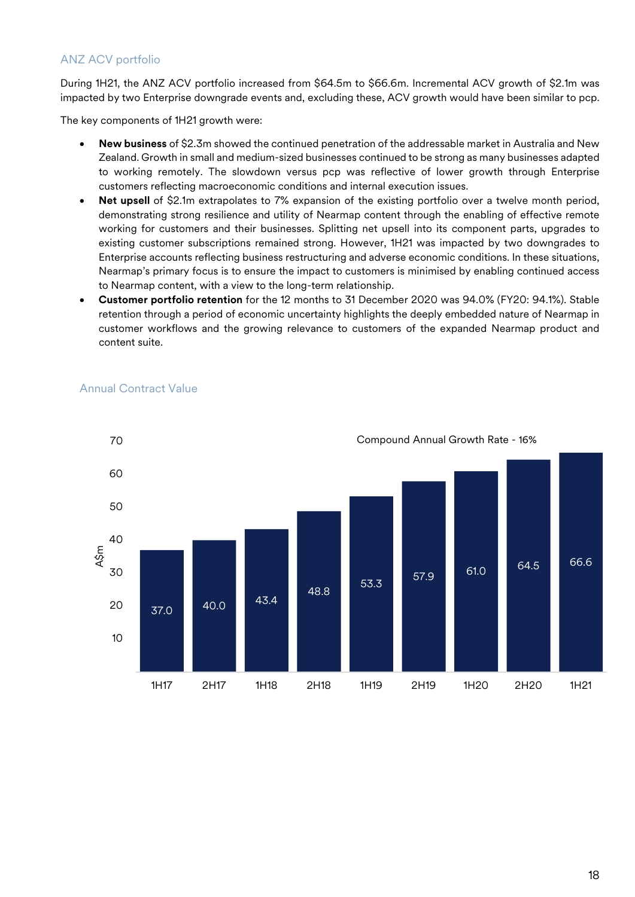## ANZ ACV portfolio

During 1H21, the ANZ ACV portfolio increased from $64.5m to $66.6m. Incremental ACV growth of $2.1m was impacted by two Enterprise downgrade events and, excluding these, ACV growth would have been similar to pcp.

The key components of 1H21 growth were:

- **New business** of $2.3m showed the continued penetration of the addressable market in Australia and New Zealand. Growth in small and medium-sized businesses continued to be strong as many businesses adapted to working remotely. The slowdown versus pcp was reflective of lower growth through Enterprise customers reflecting macroeconomic conditions and internal execution issues.
- **Net upsell** of $2.1m extrapolates to 7% expansion of the existing portfolio over a twelve month period, demonstrating strong resilience and utility of Nearmap content through the enabling of effective remote working for customers and their businesses. Splitting net upsell into its component parts, upgrades to existing customer subscriptions remained strong. However, 1H21 was impacted by two downgrades to Enterprise accounts reflecting business restructuring and adverse economic conditions. In these situations, Nearmap's primary focus is to ensure the impact to customers is minimised by enabling continued access to Nearmap content, with a view to the long-term relationship.
- **Customer portfolio retention** for the 12 months to 31 December 2020 was 94.0% (FY20: 94.1%). Stable retention through a period of economic uncertainty highlights the deeply embedded nature of Nearmap in customer workflows and the growing relevance to customers of the expanded Nearmap product and content suite.

### Annual Contract Value

Compound Annual Growth Rate - 16%

| Period | A$m |
|---|---|
| 1H17 | 37.0 |
| 2H17 | 40.0 |
| 1H18 | 43.4 |
| 2H18 | 48.8 |
| 1H19 | 53.3 |
| 2H19 | 57.9 |
| 1H20 | 61.0 |
| 2H20 | 64.5 |
| 1H21 | 66.6 |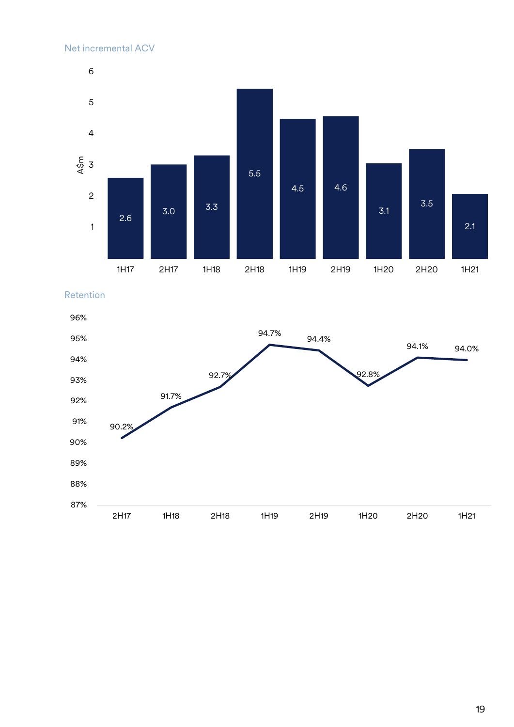## Net incremental ACV

| Period | A$m |
|---|---|
| 1H17 | 2.6 |
| 2H17 | 3.0 |
| 1H18 | 3.3 |
| 2H18 | 5.5 |
| 1H19 | 4.5 |
| 2H19 | 4.6 |
| 1H20 | 3.1 |
| 2H20 | 3.5 |
| 1H21 | 2.1 |

## Retention

| Period | Retention |
|---|---|
| 2H17 | 90.2% |
| 1H18 | 91.7% |
| 2H18 | 92.7% |
| 1H19 | 94.7% |
| 2H19 | 94.4% |
| 1H20 | 92.8% |
| 2H20 | 94.1% |
| 1H21 | 94.0% |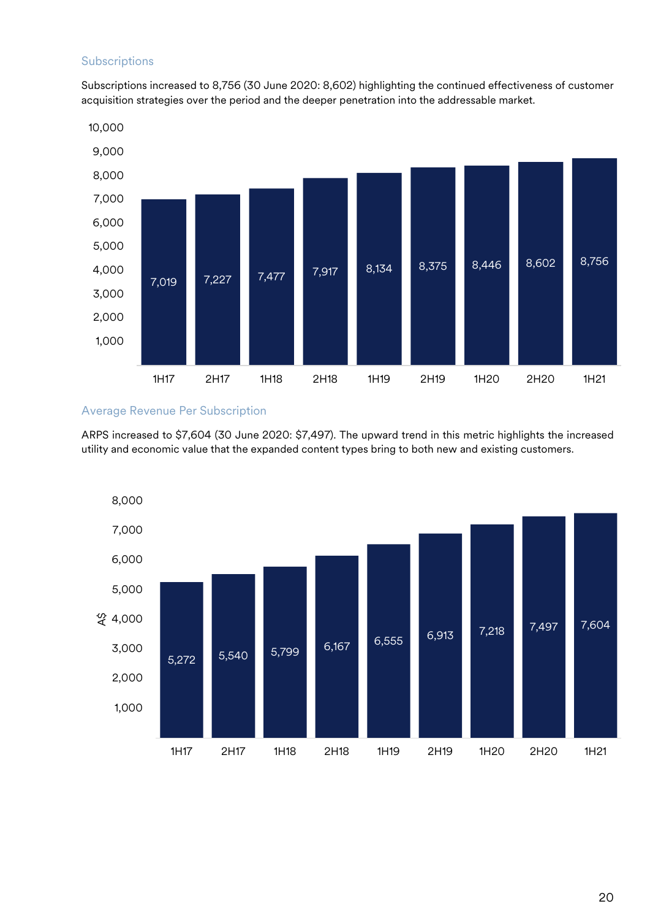## Subscriptions

Subscriptions increased to 8,756 (30 June 2020: 8,602) highlighting the continued effectiveness of customer acquisition strategies over the period and the deeper penetration into the addressable market.

| Period | Subscriptions |
|---|---|
| 1H17 | 7,019 |
| 2H17 | 7,227 |
| 1H18 | 7,477 |
| 2H18 | 7,917 |
| 1H19 | 8,134 |
| 2H19 | 8,375 |
| 1H20 | 8,446 |
| 2H20 | 8,602 |
| 1H21 | 8,756 |

## Average Revenue Per Subscription

ARPS increased to $7,604 (30 June 2020: $7,497). The upward trend in this metric highlights the increased utility and economic value that the expanded content types bring to both new and existing customers.

| Period | A$ |
|---|---|
| 1H17 | 5,272 |
| 2H17 | 5,540 |
| 1H18 | 5,799 |
| 2H18 | 6,167 |
| 1H19 | 6,555 |
| 2H19 | 6,913 |
| 1H20 | 7,218 |
| 2H20 | 7,497 |
| 1H21 | 7,604 |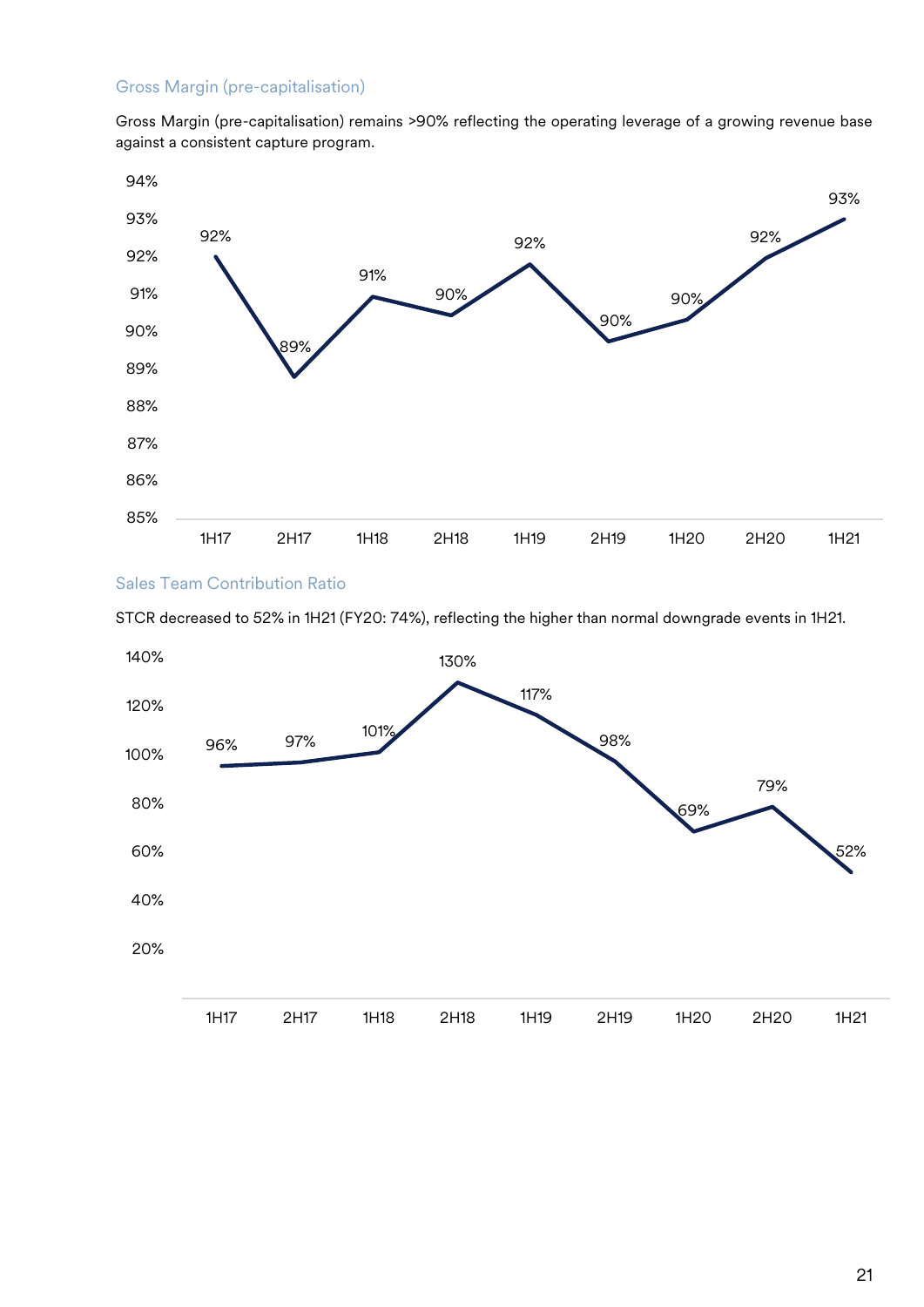## Gross Margin (pre-capitalisation)

Gross Margin (pre-capitalisation) remains >90% reflecting the operating leverage of a growing revenue base against a consistent capture program.

| Period | Gross Margin (pre-capitalisation) |
|---|---|
| 1H17 | 92% |
| 2H17 | 89% |
| 1H18 | 91% |
| 2H18 | 90% |
| 1H19 | 92% |
| 2H19 | 90% |
| 1H20 | 90% |
| 2H20 | 92% |
| 1H21 | 93% |

## Sales Team Contribution Ratio

STCR decreased to 52% in 1H21 (FY20: 74%), reflecting the higher than normal downgrade events in 1H21.

| Period | Sales Team Contribution Ratio |
|---|---|
| 1H17 | 96% |
| 2H17 | 97% |
| 1H18 | 101% |
| 2H18 | 130% |
| 1H19 | 117% |
| 2H19 | 98% |
| 1H20 | 69% |
| 2H20 | 79% |
| 1H21 | 52% |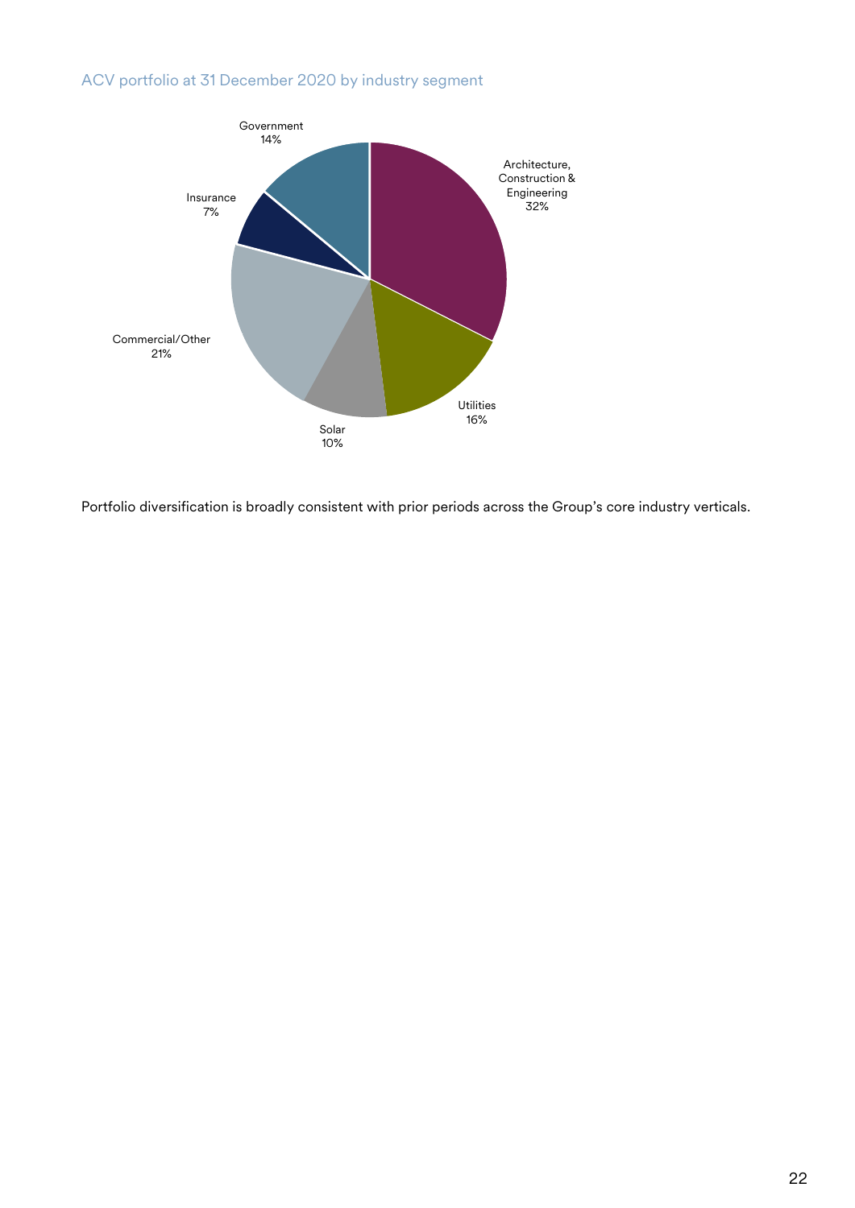### ACV portfolio at 31 December 2020 by industry segment

| Industry segment | Share |
| --- | --- |
| Architecture, Construction & Engineering | 32% |
| Utilities | 16% |
| Solar | 10% |
| Commercial/Other | 21% |
| Insurance | 7% |
| Government | 14% |

Portfolio diversification is broadly consistent with prior periods across the Group's core industry verticals.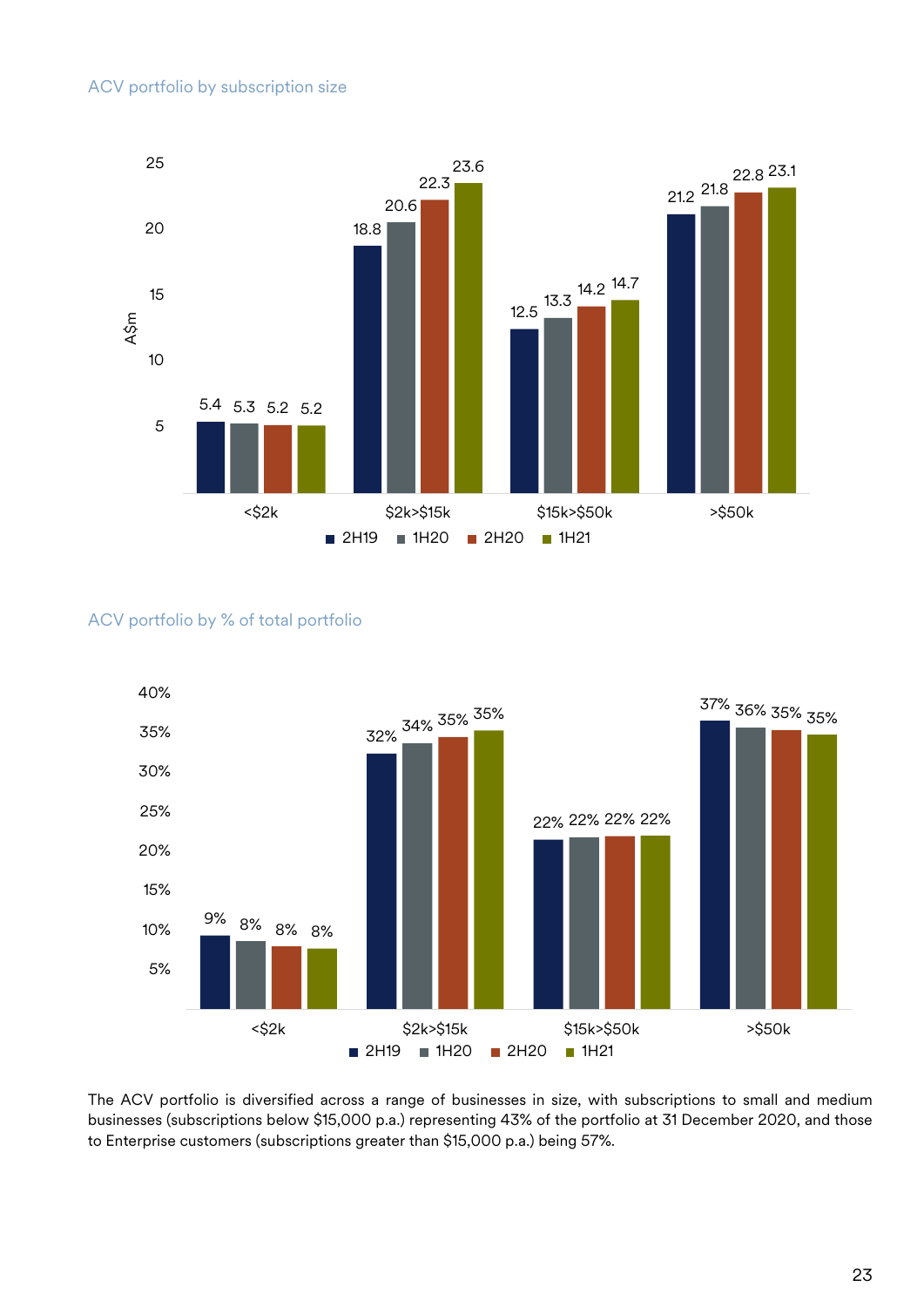## ACV portfolio by subscription size

| A$m | <$2k | $2k>$15k | $15k>$50k | >$50k |
|---|---|---|---|---|
| 2H19 | 5.4 | 18.8 | 12.5 | 21.2 |
| 1H20 | 5.3 | 20.6 | 13.3 | 21.8 |
| 2H20 | 5.2 | 22.3 | 14.2 | 22.8 |
| 1H21 | 5.2 | 23.6 | 14.7 | 23.1 |

## ACV portfolio by % of total portfolio

| | <$2k | $2k>$15k | $15k>$50k | >$50k |
|---|---|---|---|---|
| 2H19 | 9% | 32% | 22% | 37% |
| 1H20 | 8% | 34% | 22% | 36% |
| 2H20 | 8% | 35% | 22% | 35% |
| 1H21 | 8% | 35% | 22% | 35% |

The ACV portfolio is diversified across a range of businesses in size, with subscriptions to small and medium businesses (subscriptions below $15,000 p.a.) representing 43% of the portfolio at 31 December 2020, and those to Enterprise customers (subscriptions greater than $15,000 p.a.) being 57%.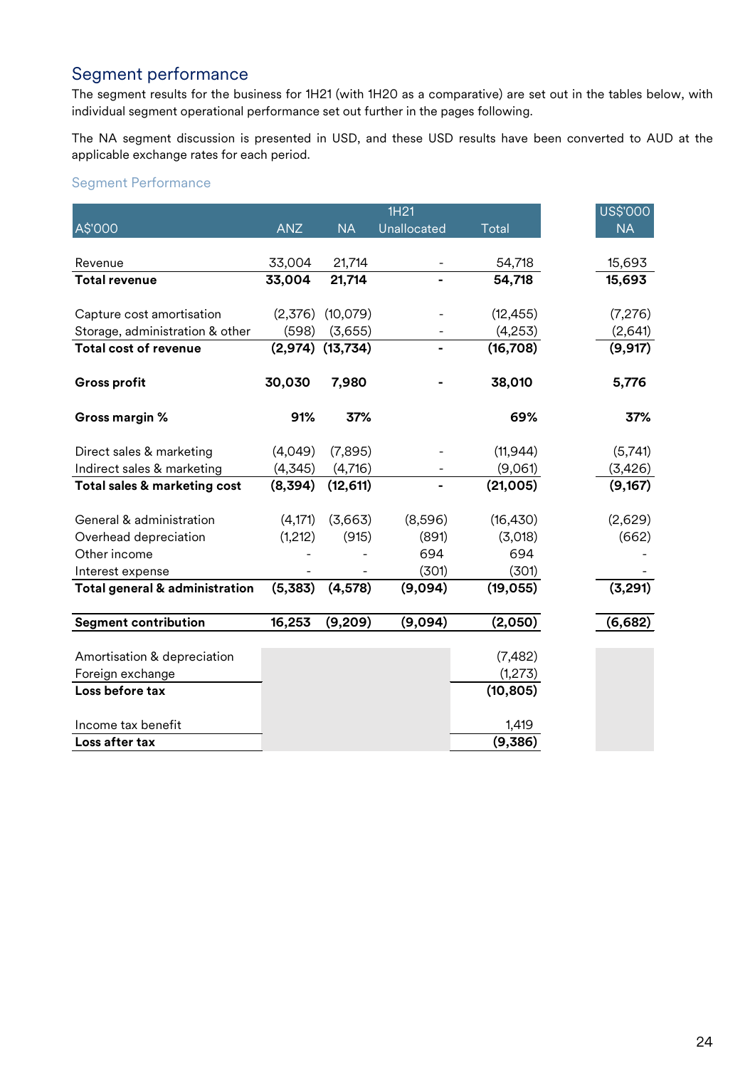## Segment performance

The segment results for the business for 1H21 (with 1H20 as a comparative) are set out in the tables below, with individual segment operational performance set out further in the pages following.

The NA segment discussion is presented in USD, and these USD results have been converted to AUD at the applicable exchange rates for each period.

### Segment Performance

| | 1H21 | | | | US$'000 |
|---|---|---|---|---|---|
| A$'000 | ANZ | NA | Unallocated | Total | NA |
| Revenue | 33,004 | 21,714 | - | 54,718 | 15,693 |
| **Total revenue** | **33,004** | **21,714** | **-** | **54,718** | **15,693** |
| Capture cost amortisation | (2,376) | (10,079) | - | (12,455) | (7,276) |
| Storage, administration & other | (598) | (3,655) | - | (4,253) | (2,641) |
| **Total cost of revenue** | **(2,974)** | **(13,734)** | **-** | **(16,708)** | **(9,917)** |
| **Gross profit** | **30,030** | **7,980** | **-** | **38,010** | **5,776** |
| **Gross margin %** | **91%** | **37%** | | **69%** | **37%** |
| Direct sales & marketing | (4,049) | (7,895) | - | (11,944) | (5,741) |
| Indirect sales & marketing | (4,345) | (4,716) | - | (9,061) | (3,426) |
| **Total sales & marketing cost** | **(8,394)** | **(12,611)** | **-** | **(21,005)** | **(9,167)** |
| General & administration | (4,171) | (3,663) | (8,596) | (16,430) | (2,629) |
| Overhead depreciation | (1,212) | (915) | (891) | (3,018) | (662) |
| Other income | - | - | 694 | 694 | - |
| Interest expense | - | - | (301) | (301) | - |
| **Total general & administration** | **(5,383)** | **(4,578)** | **(9,094)** | **(19,055)** | **(3,291)** |
| **Segment contribution** | **16,253** | **(9,209)** | **(9,094)** | **(2,050)** | **(6,682)** |
| Amortisation & depreciation | | | | (7,482) | |
| Foreign exchange | | | | (1,273) | |
| **Loss before tax** | | | | **(10,805)** | |
| Income tax benefit | | | | 1,419 | |
| **Loss after tax** | | | | **(9,386)** | |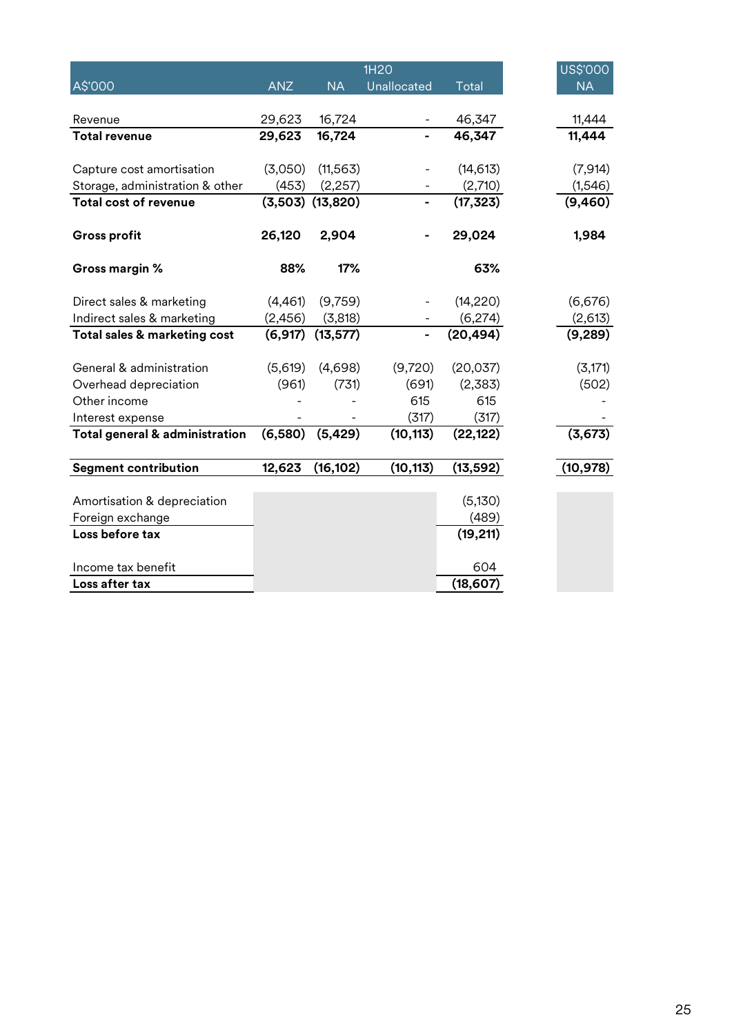| A$'000 | 1H20 ANZ | NA | Unallocated | Total | US$'000 NA |
|---|---|---|---|---|---|
| Revenue | 29,623 | 16,724 | - | 46,347 | 11,444 |
| **Total revenue** | **29,623** | **16,724** | **-** | **46,347** | **11,444** |
| Capture cost amortisation | (3,050) | (11,563) | - | (14,613) | (7,914) |
| Storage, administration & other | (453) | (2,257) | - | (2,710) | (1,546) |
| **Total cost of revenue** | **(3,503)** | **(13,820)** | **-** | **(17,323)** | **(9,460)** |
| **Gross profit** | **26,120** | **2,904** | **-** | **29,024** | **1,984** |
| **Gross margin %** | **88%** | **17%** | | **63%** | |
| Direct sales & marketing | (4,461) | (9,759) | - | (14,220) | (6,676) |
| Indirect sales & marketing | (2,456) | (3,818) | - | (6,274) | (2,613) |
| **Total sales & marketing cost** | **(6,917)** | **(13,577)** | **-** | **(20,494)** | **(9,289)** |
| General & administration | (5,619) | (4,698) | (9,720) | (20,037) | (3,171) |
| Overhead depreciation | (961) | (731) | (691) | (2,383) | (502) |
| Other income | - | - | 615 | 615 | - |
| Interest expense | - | - | (317) | (317) | - |
| **Total general & administration** | **(6,580)** | **(5,429)** | **(10,113)** | **(22,122)** | **(3,673)** |
| **Segment contribution** | **12,623** | **(16,102)** | **(10,113)** | **(13,592)** | **(10,978)** |
| Amortisation & depreciation | | | | (5,130) | |
| Foreign exchange | | | | (489) | |
| **Loss before tax** | | | | **(19,211)** | |
| Income tax benefit | | | | 604 | |
| **Loss after tax** | | | | **(18,607)** | |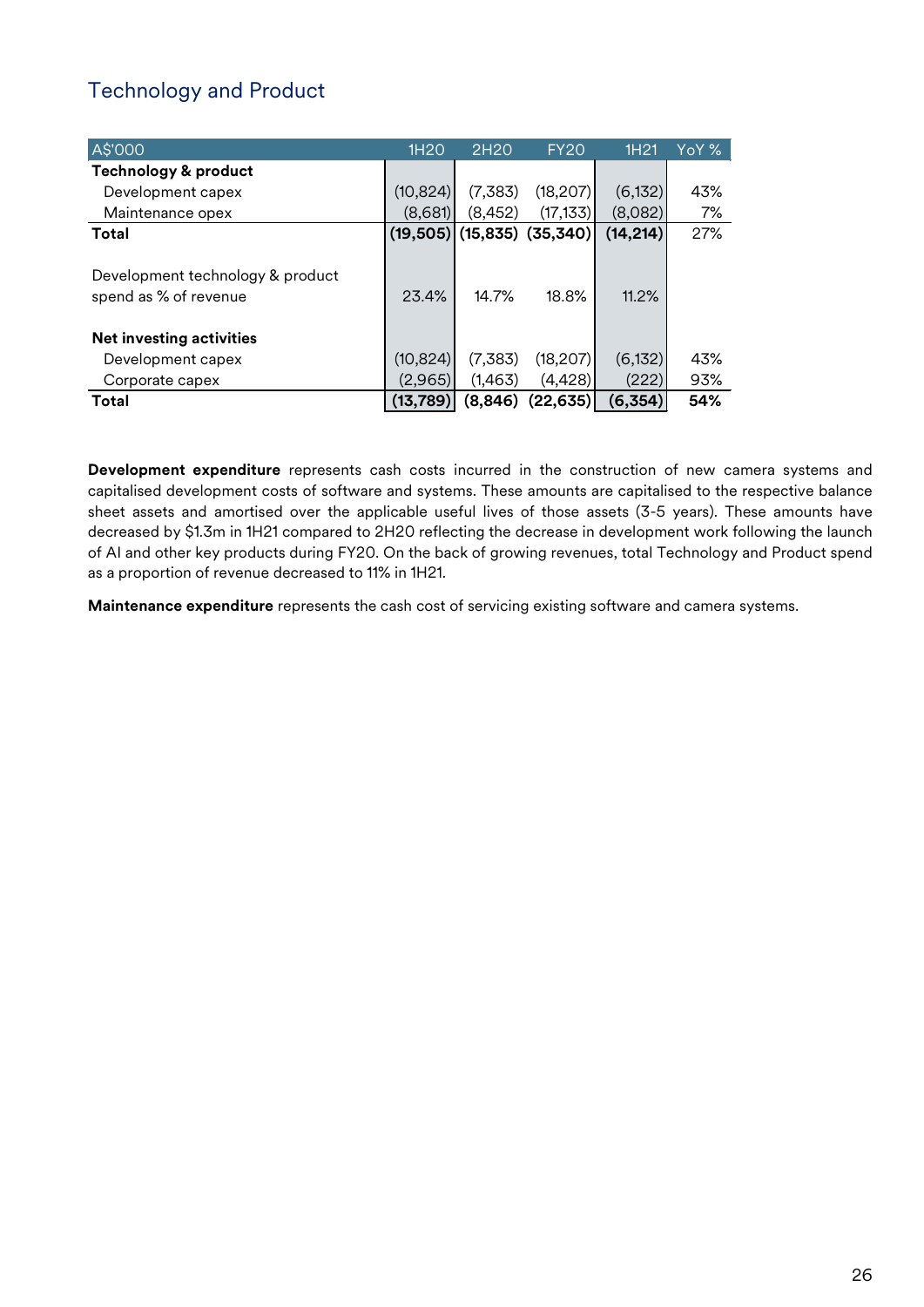## Technology and Product

| A$'000 | 1H20 | 2H20 | FY20 | 1H21 | YoY % |
|---|---|---|---|---|---|
| **Technology & product** | | | | | |
| Development capex | (10,824) | (7,383) | (18,207) | (6,132) | 43% |
| Maintenance opex | (8,681) | (8,452) | (17,133) | (8,082) | 7% |
| **Total** | **(19,505)** | **(15,835)** | **(35,340)** | **(14,214)** | 27% |
| | | | | | |
| Development technology & product spend as % of revenue | 23.4% | 14.7% | 18.8% | 11.2% | |
| | | | | | |
| **Net investing activities** | | | | | |
| Development capex | (10,824) | (7,383) | (18,207) | (6,132) | 43% |
| Corporate capex | (2,965) | (1,463) | (4,428) | (222) | 93% |
| **Total** | **(13,789)** | **(8,846)** | **(22,635)** | **(6,354)** | **54%** |

**Development expenditure** represents cash costs incurred in the construction of new camera systems and capitalised development costs of software and systems. These amounts are capitalised to the respective balance sheet assets and amortised over the applicable useful lives of those assets (3-5 years). These amounts have decreased by $1.3m in 1H21 compared to 2H20 reflecting the decrease in development work following the launch of AI and other key products during FY20. On the back of growing revenues, total Technology and Product spend as a proportion of revenue decreased to 11% in 1H21.

**Maintenance expenditure** represents the cash cost of servicing existing software and camera systems.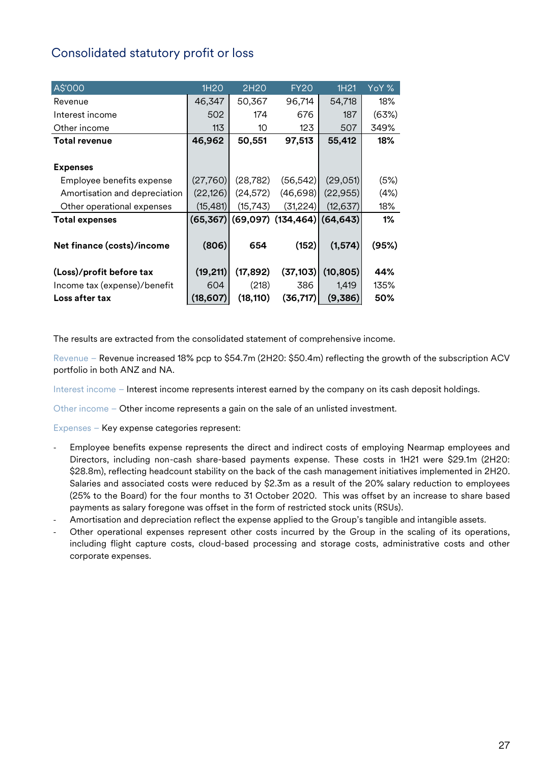## Consolidated statutory profit or loss

| A$'000 | 1H20 | 2H20 | FY20 | 1H21 | YoY % |
|---|---|---|---|---|---|
| Revenue | 46,347 | 50,367 | 96,714 | 54,718 | 18% |
| Interest income | 502 | 174 | 676 | 187 | (63%) |
| Other income | 113 | 10 | 123 | 507 | 349% |
| **Total revenue** | **46,962** | **50,551** | **97,513** | **55,412** | **18%** |
| | | | | | |
| **Expenses** | | | | | |
| Employee benefits expense | (27,760) | (28,782) | (56,542) | (29,051) | (5%) |
| Amortisation and depreciation | (22,126) | (24,572) | (46,698) | (22,955) | (4%) |
| Other operational expenses | (15,481) | (15,743) | (31,224) | (12,637) | 18% |
| **Total expenses** | **(65,367)** | **(69,097)** | **(134,464)** | **(64,643)** | **1%** |
| | | | | | |
| **Net finance (costs)/income** | **(806)** | **654** | **(152)** | **(1,574)** | **(95%)** |
| | | | | | |
| **(Loss)/profit before tax** | **(19,211)** | **(17,892)** | **(37,103)** | **(10,805)** | **44%** |
| Income tax (expense)/benefit | 604 | (218) | 386 | 1,419 | 135% |
| **Loss after tax** | **(18,607)** | **(18,110)** | **(36,717)** | **(9,386)** | **50%** |

The results are extracted from the consolidated statement of comprehensive income.

Revenue – Revenue increased 18% pcp to $54.7m (2H20: $50.4m) reflecting the growth of the subscription ACV portfolio in both ANZ and NA.

Interest income – Interest income represents interest earned by the company on its cash deposit holdings.

Other income – Other income represents a gain on the sale of an unlisted investment.

Expenses – Key expense categories represent:

- Employee benefits expense represents the direct and indirect costs of employing Nearmap employees and Directors, including non-cash share-based payments expense. These costs in 1H21 were $29.1m (2H20: $28.8m), reflecting headcount stability on the back of the cash management initiatives implemented in 2H20. Salaries and associated costs were reduced by $2.3m as a result of the 20% salary reduction to employees (25% to the Board) for the four months to 31 October 2020. This was offset by an increase to share based payments as salary foregone was offset in the form of restricted stock units (RSUs).
- Amortisation and depreciation reflect the expense applied to the Group's tangible and intangible assets.
- Other operational expenses represent other costs incurred by the Group in the scaling of its operations, including flight capture costs, cloud-based processing and storage costs, administrative costs and other corporate expenses.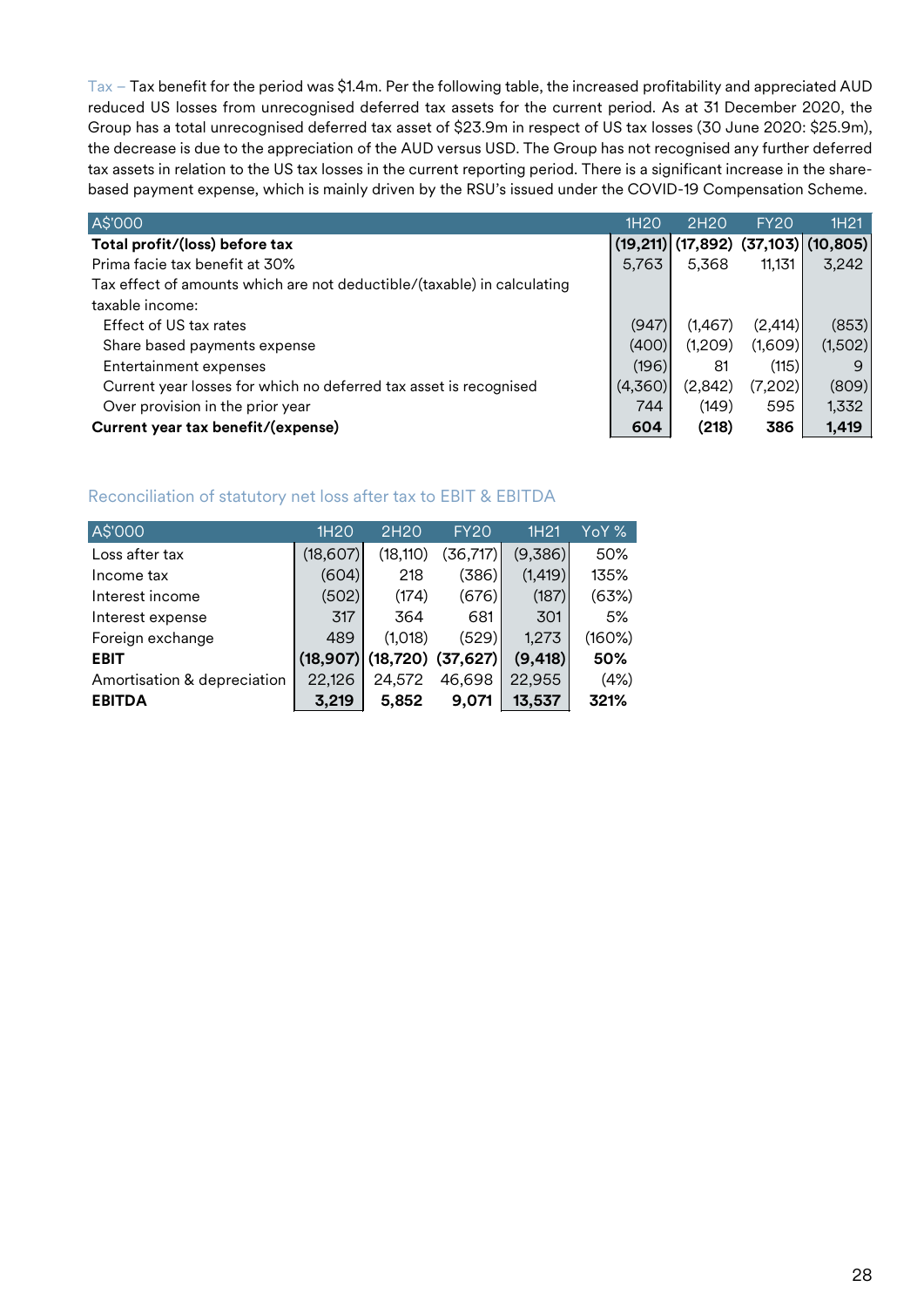Tax – Tax benefit for the period was \$1.4m. Per the following table, the increased profitability and appreciated AUD reduced US losses from unrecognised deferred tax assets for the current period. As at 31 December 2020, the Group has a total unrecognised deferred tax asset of \$23.9m in respect of US tax losses (30 June 2020: \$25.9m), the decrease is due to the appreciation of the AUD versus USD. The Group has not recognised any further deferred tax assets in relation to the US tax losses in the current reporting period. There is a significant increase in the share-based payment expense, which is mainly driven by the RSU's issued under the COVID-19 Compensation Scheme.

| A\$'000 | 1H20 | 2H20 | FY20 | 1H21 |
|---|---|---|---|---|
| **Total profit/(loss) before tax** | **(19,211)** | **(17,892)** | **(37,103)** | **(10,805)** |
| Prima facie tax benefit at 30% | 5,763 | 5,368 | 11,131 | 3,242 |
| Tax effect of amounts which are not deductible/(taxable) in calculating taxable income: | | | | |
| Effect of US tax rates | (947) | (1,467) | (2,414) | (853) |
| Share based payments expense | (400) | (1,209) | (1,609) | (1,502) |
| Entertainment expenses | (196) | 81 | (115) | 9 |
| Current year losses for which no deferred tax asset is recognised | (4,360) | (2,842) | (7,202) | (809) |
| Over provision in the prior year | 744 | (149) | 595 | 1,332 |
| **Current year tax benefit/(expense)** | **604** | **(218)** | **386** | **1,419** |

## Reconciliation of statutory net loss after tax to EBIT & EBITDA

| A\$'000 | 1H20 | 2H20 | FY20 | 1H21 | YoY % |
|---|---|---|---|---|---|
| Loss after tax | (18,607) | (18,110) | (36,717) | (9,386) | 50% |
| Income tax | (604) | 218 | (386) | (1,419) | 135% |
| Interest income | (502) | (174) | (676) | (187) | (63%) |
| Interest expense | 317 | 364 | 681 | 301 | 5% |
| Foreign exchange | 489 | (1,018) | (529) | 1,273 | (160%) |
| **EBIT** | **(18,907)** | **(18,720)** | **(37,627)** | **(9,418)** | **50%** |
| Amortisation & depreciation | 22,126 | 24,572 | 46,698 | 22,955 | (4%) |
| **EBITDA** | **3,219** | **5,852** | **9,071** | **13,537** | **321%** |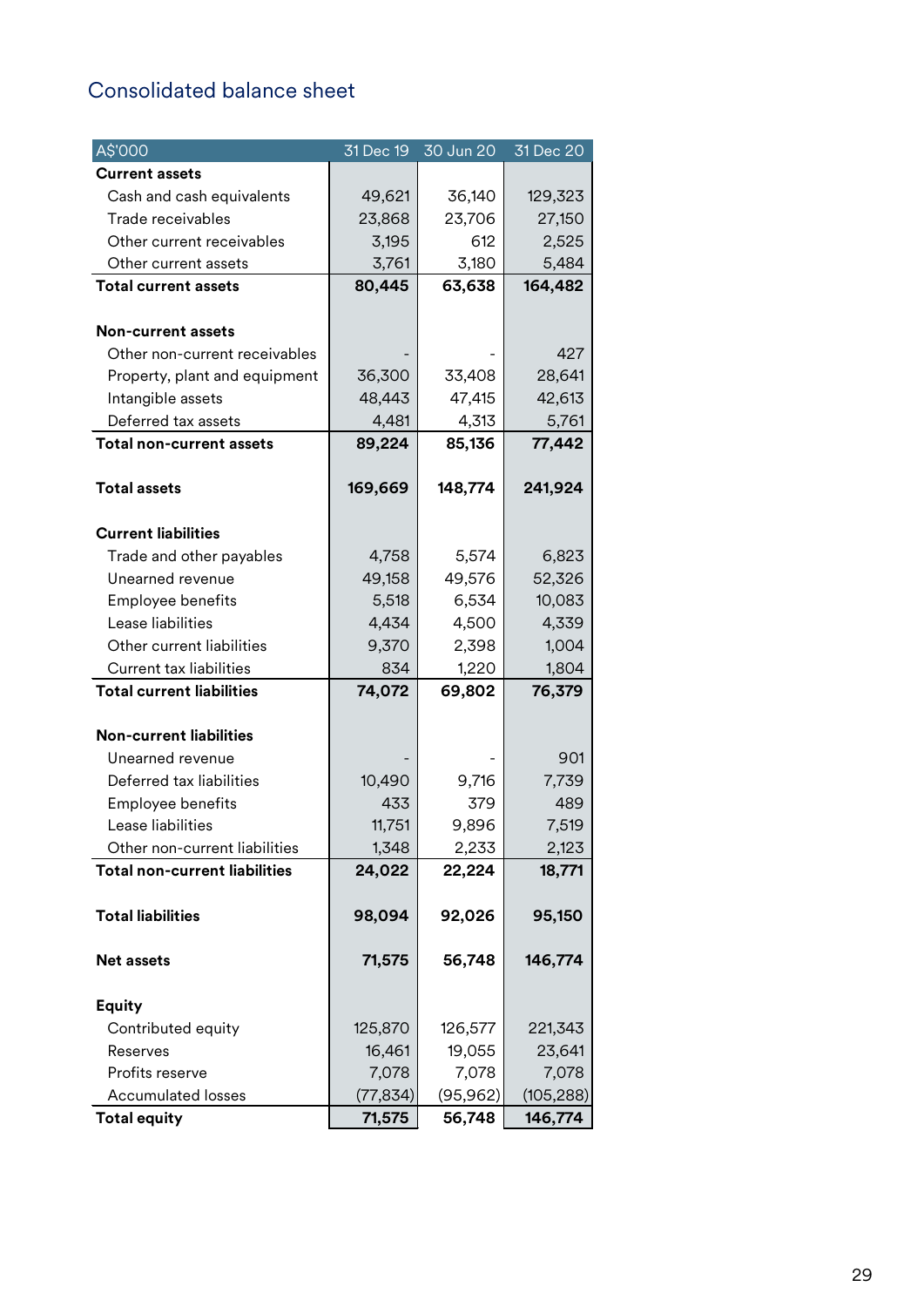## Consolidated balance sheet

| A$'000 | 31 Dec 19 | 30 Jun 20 | 31 Dec 20 |
|---|---|---|---|
| **Current assets** | | | |
| Cash and cash equivalents | 49,621 | 36,140 | 129,323 |
| Trade receivables | 23,868 | 23,706 | 27,150 |
| Other current receivables | 3,195 | 612 | 2,525 |
| Other current assets | 3,761 | 3,180 | 5,484 |
| **Total current assets** | **80,445** | **63,638** | **164,482** |
| | | | |
| **Non-current assets** | | | |
| Other non-current receivables | - | - | 427 |
| Property, plant and equipment | 36,300 | 33,408 | 28,641 |
| Intangible assets | 48,443 | 47,415 | 42,613 |
| Deferred tax assets | 4,481 | 4,313 | 5,761 |
| **Total non-current assets** | **89,224** | **85,136** | **77,442** |
| | | | |
| **Total assets** | **169,669** | **148,774** | **241,924** |
| | | | |
| **Current liabilities** | | | |
| Trade and other payables | 4,758 | 5,574 | 6,823 |
| Unearned revenue | 49,158 | 49,576 | 52,326 |
| Employee benefits | 5,518 | 6,534 | 10,083 |
| Lease liabilities | 4,434 | 4,500 | 4,339 |
| Other current liabilities | 9,370 | 2,398 | 1,004 |
| Current tax liabilities | 834 | 1,220 | 1,804 |
| **Total current liabilities** | **74,072** | **69,802** | **76,379** |
| | | | |
| **Non-current liabilities** | | | |
| Unearned revenue | - | - | 901 |
| Deferred tax liabilities | 10,490 | 9,716 | 7,739 |
| Employee benefits | 433 | 379 | 489 |
| Lease liabilities | 11,751 | 9,896 | 7,519 |
| Other non-current liabilities | 1,348 | 2,233 | 2,123 |
| **Total non-current liabilities** | **24,022** | **22,224** | **18,771** |
| | | | |
| **Total liabilities** | **98,094** | **92,026** | **95,150** |
| | | | |
| **Net assets** | **71,575** | **56,748** | **146,774** |
| | | | |
| **Equity** | | | |
| Contributed equity | 125,870 | 126,577 | 221,343 |
| Reserves | 16,461 | 19,055 | 23,641 |
| Profits reserve | 7,078 | 7,078 | 7,078 |
| Accumulated losses | (77,834) | (95,962) | (105,288) |
| **Total equity** | **71,575** | **56,748** | **146,774** |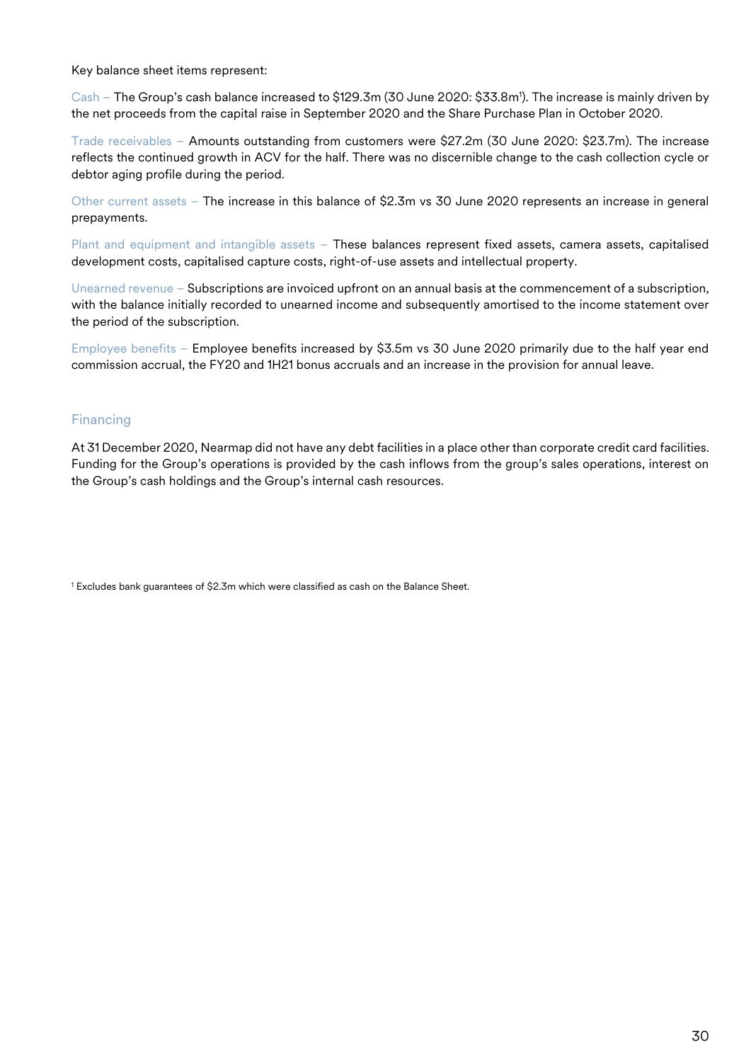Key balance sheet items represent:

Cash – The Group's cash balance increased to $129.3m (30 June 2020: $33.8m[1]). The increase is mainly driven by the net proceeds from the capital raise in September 2020 and the Share Purchase Plan in October 2020.

Trade receivables – Amounts outstanding from customers were $27.2m (30 June 2020: $23.7m). The increase reflects the continued growth in ACV for the half. There was no discernible change to the cash collection cycle or debtor aging profile during the period.

Other current assets – The increase in this balance of $2.3m vs 30 June 2020 represents an increase in general prepayments.

Plant and equipment and intangible assets – These balances represent fixed assets, camera assets, capitalised development costs, capitalised capture costs, right-of-use assets and intellectual property.

Unearned revenue – Subscriptions are invoiced upfront on an annual basis at the commencement of a subscription, with the balance initially recorded to unearned income and subsequently amortised to the income statement over the period of the subscription.

Employee benefits – Employee benefits increased by $3.5m vs 30 June 2020 primarily due to the half year end commission accrual, the FY20 and 1H21 bonus accruals and an increase in the provision for annual leave.

## Financing

At 31 December 2020, Nearmap did not have any debt facilities in a place other than corporate credit card facilities. Funding for the Group's operations is provided by the cash inflows from the group's sales operations, interest on the Group's cash holdings and the Group's internal cash resources.

[1] Excludes bank guarantees of $2.3m which were classified as cash on the Balance Sheet.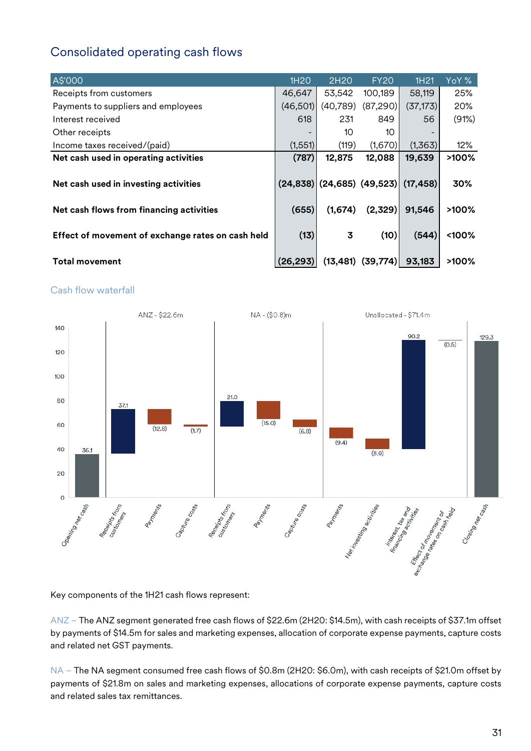## Consolidated operating cash flows

| A$'000 | 1H20 | 2H20 | FY20 | 1H21 | YoY % |
|---|---|---|---|---|---|
| Receipts from customers | 46,647 | 53,542 | 100,189 | 58,119 | 25% |
| Payments to suppliers and employees | (46,501) | (40,789) | (87,290) | (37,173) | 20% |
| Interest received | 618 | 231 | 849 | 56 | (91%) |
| Other receipts | - | 10 | 10 | - | |
| Income taxes received/(paid) | (1,551) | (119) | (1,670) | (1,363) | 12% |
| **Net cash used in operating activities** | **(787)** | **12,875** | **12,088** | **19,639** | **>100%** |
| **Net cash used in investing activities** | **(24,838)** | **(24,685)** | **(49,523)** | **(17,458)** | **30%** |
| **Net cash flows from financing activities** | **(655)** | **(1,674)** | **(2,329)** | **91,546** | **>100%** |
| **Effect of movement of exchange rates on cash held** | **(13)** | **3** | **(10)** | **(544)** | **<100%** |
| **Total movement** | **(26,293)** | **(13,481)** | **(39,774)** | **93,183** | **>100%** |

### Cash flow waterfall

| | Segment | Value |
|---|---|---|
| Opening net cash | | 36.1 |
| Receipts from customers | ANZ - $22.6m | 37.1 |
| Payments | ANZ - $22.6m | (12.8) |
| Capture costs | ANZ - $22.6m | (1.7) |
| Receipts from customers | NA - ($0.8)m | 21.0 |
| Payments | NA - ($0.8)m | (15.0) |
| Capture costs | NA - ($0.8)m | (6.8) |
| Payments | Unallocated - $71.4m | (9.4) |
| Net investing activities | Unallocated - $71.4m | (8.9) |
| Interest, tax and financing activities | Unallocated - $71.4m | 90.2 |
| Effect of movement of exchange rates on cash held | Unallocated - $71.4m | (0.5) |
| Closing net cash | | 129.3 |

Key components of the 1H21 cash flows represent:

ANZ – The ANZ segment generated free cash flows of $22.6m (2H20: $14.5m), with cash receipts of $37.1m offset by payments of $14.5m for sales and marketing expenses, allocation of corporate expense payments, capture costs and related net GST payments.

NA – The NA segment consumed free cash flows of $0.8m (2H20: $6.0m), with cash receipts of $21.0m offset by payments of $21.8m on sales and marketing expenses, allocations of corporate expense payments, capture costs and related sales tax remittances.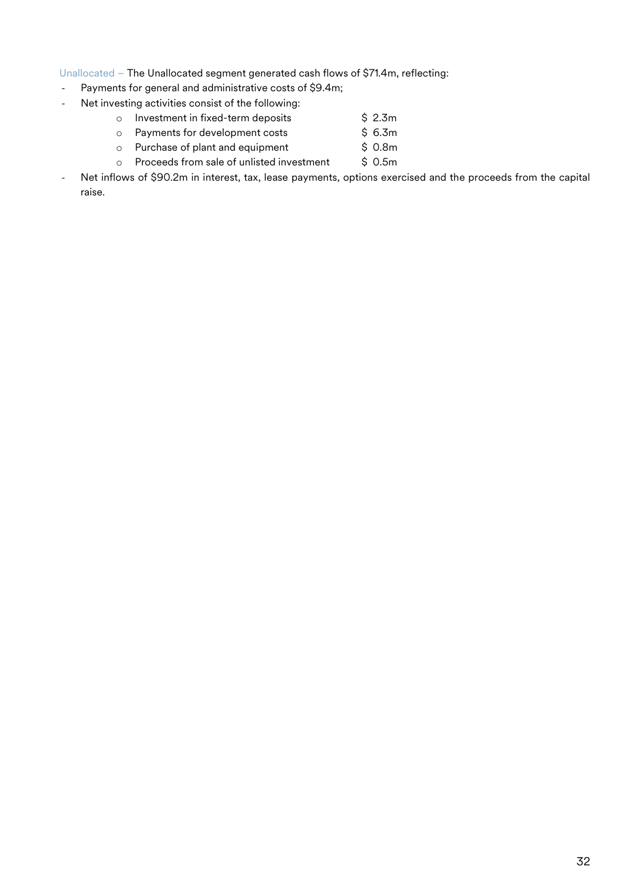Unallocated – The Unallocated segment generated cash flows of $71.4m, reflecting:

- Payments for general and administrative costs of $9.4m;
- Net investing activities consist of the following:
    - Investment in fixed-term deposits $ 2.3m
    - Payments for development costs $ 6.3m
    - Purchase of plant and equipment $ 0.8m
    - Proceeds from sale of unlisted investment $ 0.5m
- Net inflows of $90.2m in interest, tax, lease payments, options exercised and the proceeds from the capital raise.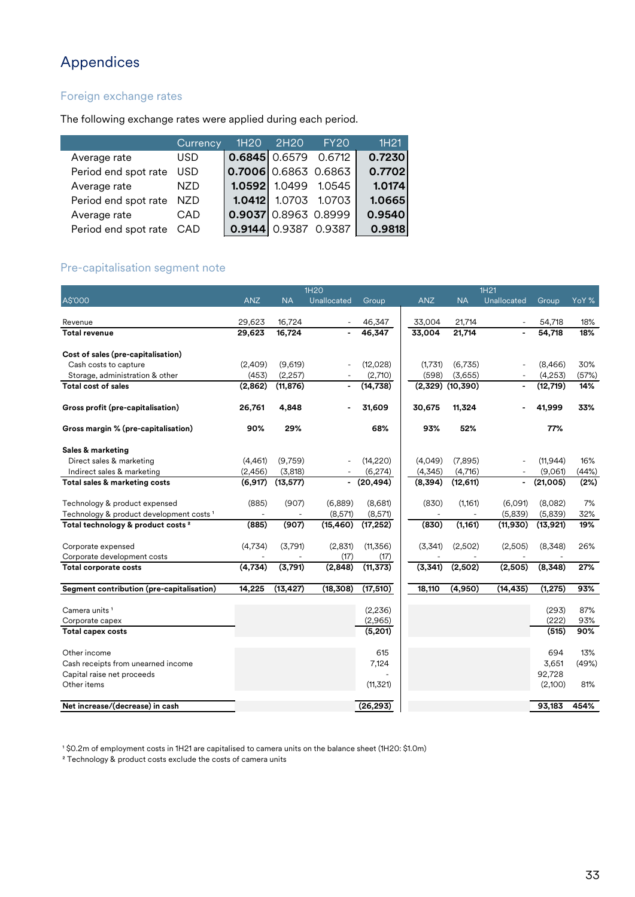# Appendices

## Foreign exchange rates

The following exchange rates were applied during each period.

| | Currency | 1H20 | 2H20 | FY20 | 1H21 |
|---|---|---|---|---|---|
| Average rate | USD | **0.6845** | 0.6579 | 0.6712 | **0.7230** |
| Period end spot rate | USD | **0.7006** | 0.6863 | 0.6863 | **0.7702** |
| Average rate | NZD | **1.0592** | 1.0499 | 1.0545 | **1.0174** |
| Period end spot rate | NZD | **1.0412** | 1.0703 | 1.0703 | **1.0665** |
| Average rate | CAD | **0.9037** | 0.8963 | 0.8999 | **0.9540** |
| Period end spot rate | CAD | **0.9144** | 0.9387 | 0.9387 | **0.9818** |

## Pre-capitalisation segment note

| | 1H20 | | | | 1H21 | | | | |
|---|---|---|---|---|---|---|---|---|---|
| A$'000 | ANZ | NA | Unallocated | Group | ANZ | NA | Unallocated | Group | YoY % |
| Revenue | 29,623 | 16,724 | - | 46,347 | 33,004 | 21,714 | - | 54,718 | 18% |
| **Total revenue** | **29,623** | **16,724** | **-** | **46,347** | **33,004** | **21,714** | **-** | **54,718** | **18%** |
| **Cost of sales (pre-capitalisation)** | | | | | | | | | |
| Cash costs to capture | (2,409) | (9,619) | - | (12,028) | (1,731) | (6,735) | - | (8,466) | 30% |
| Storage, administration & other | (453) | (2,257) | - | (2,710) | (598) | (3,655) | - | (4,253) | (57%) |
| **Total cost of sales** | **(2,862)** | **(11,876)** | **-** | **(14,738)** | **(2,329)** | **(10,390)** | **-** | **(12,719)** | **14%** |
| **Gross profit (pre-capitalisation)** | **26,761** | **4,848** | **-** | **31,609** | **30,675** | **11,324** | **-** | **41,999** | **33%** |
| **Gross margin % (pre-capitalisation)** | **90%** | **29%** | | **68%** | **93%** | **52%** | | **77%** | |
| **Sales & marketing** | | | | | | | | | |
| Direct sales & marketing | (4,461) | (9,759) | - | (14,220) | (4,049) | (7,895) | - | (11,944) | 16% |
| Indirect sales & marketing | (2,456) | (3,818) | - | (6,274) | (4,345) | (4,716) | - | (9,061) | (44%) |
| **Total sales & marketing costs** | **(6,917)** | **(13,577)** | **-** | **(20,494)** | **(8,394)** | **(12,611)** | **-** | **(21,005)** | **(2%)** |
| Technology & product expensed | (885) | (907) | (6,889) | (8,681) | (830) | (1,161) | (6,091) | (8,082) | 7% |
| Technology & product development costs [1] | - | - | (8,571) | (8,571) | - | - | (5,839) | (5,839) | 32% |
| **Total technology & product costs [2]** | **(885)** | **(907)** | **(15,460)** | **(17,252)** | **(830)** | **(1,161)** | **(11,930)** | **(13,921)** | **19%** |
| Corporate expensed | (4,734) | (3,791) | (2,831) | (11,356) | (3,341) | (2,502) | (2,505) | (8,348) | 26% |
| Corporate development costs | - | - | (17) | (17) | - | - | - | - | |
| **Total corporate costs** | **(4,734)** | **(3,791)** | **(2,848)** | **(11,373)** | **(3,341)** | **(2,502)** | **(2,505)** | **(8,348)** | **27%** |
| **Segment contribution (pre-capitalisation)** | **14,225** | **(13,427)** | **(18,308)** | **(17,510)** | **18,110** | **(4,950)** | **(14,435)** | **(1,275)** | **93%** |
| Camera units [1] | | | | (2,236) | | | | (293) | 87% |
| Corporate capex | | | | (2,965) | | | | (222) | 93% |
| **Total capex costs** | | | | **(5,201)** | | | | **(515)** | **90%** |
| Other income | | | | 615 | | | | 694 | 13% |
| Cash receipts from unearned income | | | | 7,124 | | | | 3,651 | (49%) |
| Capital raise net proceeds | | | | - | | | | 92,728 | |
| Other items | | | | (11,321) | | | | (2,100) | 81% |
| **Net increase/(decrease) in cash** | | | | **(26,293)** | | | | **93,183** | **454%** |

[1] $0.2m of employment costs in 1H21 are capitalised to camera units on the balance sheet (1H20: $1.0m)
[2] Technology & product costs exclude the costs of camera units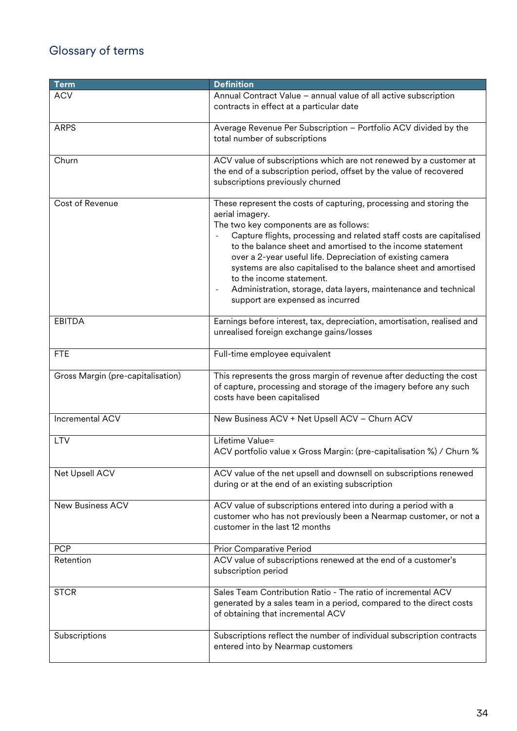# Glossary of terms

| Term | Definition |
|---|---|
| ACV | Annual Contract Value – annual value of all active subscription contracts in effect at a particular date |
| ARPS | Average Revenue Per Subscription – Portfolio ACV divided by the total number of subscriptions |
| Churn | ACV value of subscriptions which are not renewed by a customer at the end of a subscription period, offset by the value of recovered subscriptions previously churned |
| Cost of Revenue | These represent the costs of capturing, processing and storing the aerial imagery.<br>The two key components are as follows:<br>- Capture flights, processing and related staff costs are capitalised to the balance sheet and amortised to the income statement over a 2-year useful life. Depreciation of existing camera systems are also capitalised to the balance sheet and amortised to the income statement.<br>- Administration, storage, data layers, maintenance and technical support are expensed as incurred |
| EBITDA | Earnings before interest, tax, depreciation, amortisation, realised and unrealised foreign exchange gains/losses |
| FTE | Full-time employee equivalent |
| Gross Margin (pre-capitalisation) | This represents the gross margin of revenue after deducting the cost of capture, processing and storage of the imagery before any such costs have been capitalised |
| Incremental ACV | New Business ACV + Net Upsell ACV – Churn ACV |
| LTV | Lifetime Value=<br>ACV portfolio value x Gross Margin: (pre-capitalisation %) / Churn % |
| Net Upsell ACV | ACV value of the net upsell and downsell on subscriptions renewed during or at the end of an existing subscription |
| New Business ACV | ACV value of subscriptions entered into during a period with a customer who has not previously been a Nearmap customer, or not a customer in the last 12 months |
| PCP | Prior Comparative Period |
| Retention | ACV value of subscriptions renewed at the end of a customer's subscription period |
| STCR | Sales Team Contribution Ratio - The ratio of incremental ACV generated by a sales team in a period, compared to the direct costs of obtaining that incremental ACV |
| Subscriptions | Subscriptions reflect the number of individual subscription contracts entered into by Nearmap customers |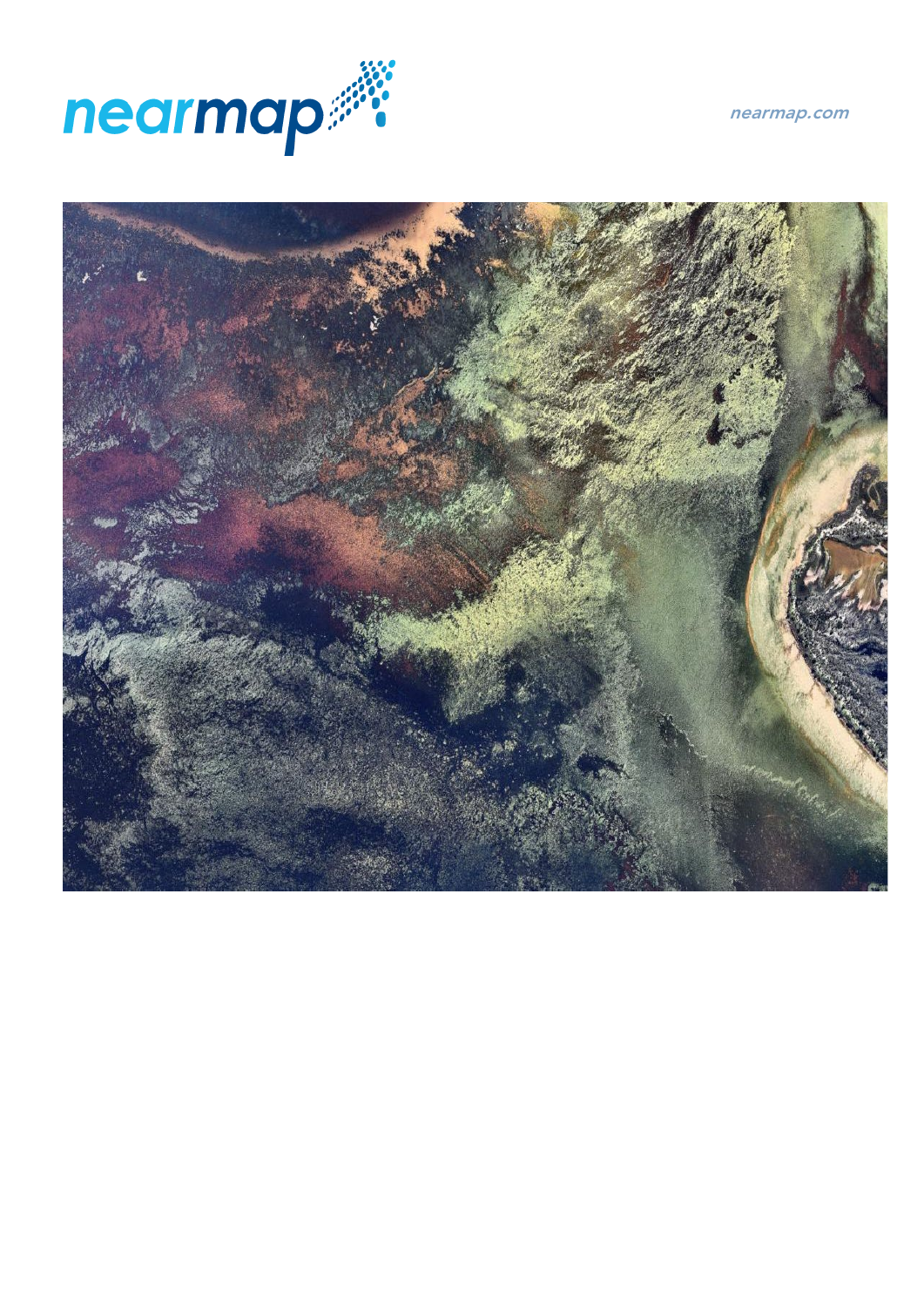nearmap.com